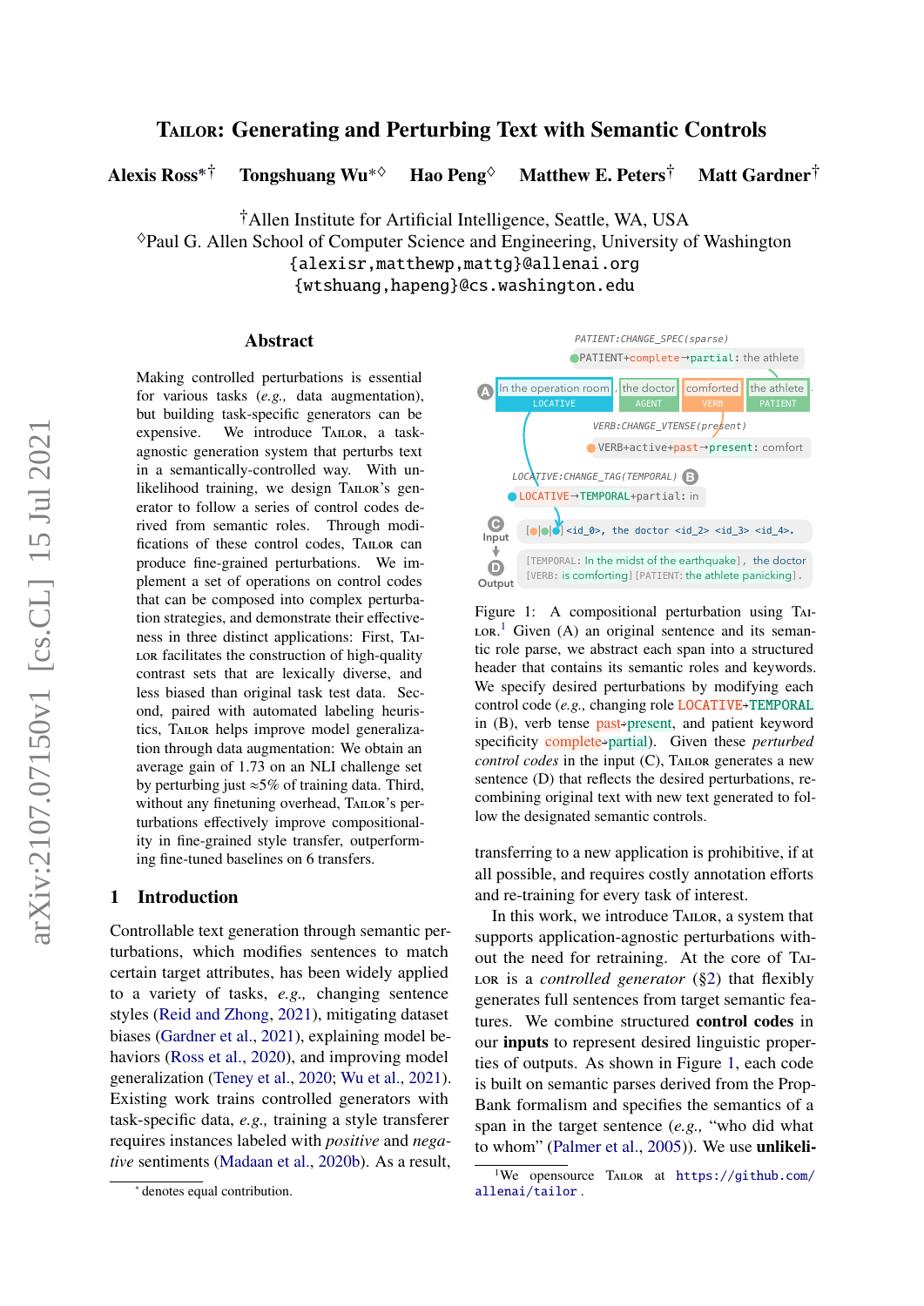# TAILOR: Generating and Perturbing Text with Semantic Controls

**Alexis Ross*[†]** **Tongshuang Wu*[◇]** **Hao Peng[◇]** **Matthew E. Peters[†]** **Matt Gardner[†]**

[†]Allen Institute for Artificial Intelligence, Seattle, WA, USA
[◇]Paul G. Allen School of Computer Science and Engineering, University of Washington
{alexisr,matthewp,mattg}@allenai.org
{wtshuang,hapeng}@cs.washington.edu

## Abstract

Making controlled perturbations is essential for various tasks (*e.g.,* data augmentation), but building task-specific generators can be expensive. We introduce TAILOR, a task-agnostic generation system that perturbs text in a semantically-controlled way. With unlikelihood training, we design TAILOR's generator to follow a series of control codes derived from semantic roles. Through modifications of these control codes, TAILOR can produce fine-grained perturbations. We implement a set of operations on control codes that can be composed into complex perturbation strategies, and demonstrate their effectiveness in three distinct applications: First, TAILOR facilitates the construction of high-quality contrast sets that are lexically diverse, and less biased than original task test data. Second, paired with automated labeling heuristics, TAILOR helps improve model generalization through data augmentation: We obtain an average gain of 1.73 on an NLI challenge set by perturbing just ≈5% of training data. Third, without any finetuning overhead, TAILOR's perturbations effectively improve compositionality in fine-grained style transfer, outperforming fine-tuned baselines on 6 transfers.

## 1 Introduction

Controllable text generation through semantic perturbations, which modifies sentences to match certain target attributes, has been widely applied to a variety of tasks, *e.g.,* changing sentence styles (Reid and Zhong, 2021), mitigating dataset biases (Gardner et al., 2021), explaining model behaviors (Ross et al., 2020), and improving model generalization (Teney et al., 2020; Wu et al., 2021). Existing work trains controlled generators with task-specific data, *e.g.,* training a style transferer requires instances labeled with *positive* and *negative* sentiments (Madaan et al., 2020b). As a result, transferring to a new application is prohibitive, if at all possible, and requires costly annotation efforts and re-training for every task of interest.

Figure 1: A compositional perturbation using TAILOR.[1] Given (A) an original sentence and its semantic role parse, we abstract each span into a structured header that contains its semantic roles and keywords. We specify desired perturbations by modifying each control code (*e.g.,* changing role LOCATIVE→TEMPORAL in (B), verb tense past→present, and patient keyword specificity complete→partial). Given these *perturbed control codes* in the input (C), TAILOR generates a new sentence (D) that reflects the desired perturbations, recombining original text with new text generated to follow the designated semantic controls.

In this work, we introduce TAILOR, a system that supports application-agnostic perturbations without the need for retraining. At the core of TAILOR is a *controlled generator* (§2) that flexibly generates full sentences from target semantic features. We combine structured **control codes** in our **inputs** to represent desired linguistic properties of outputs. As shown in Figure 1, each code is built on semantic parses derived from the PropBank formalism and specifies the semantics of a span in the target sentence (*e.g.,* "who did what to whom" (Palmer et al., 2005)). We use **unlikeli-**

---

* denotes equal contribution.

[1]We opensource TAILOR at https://github.com/allenai/tailor.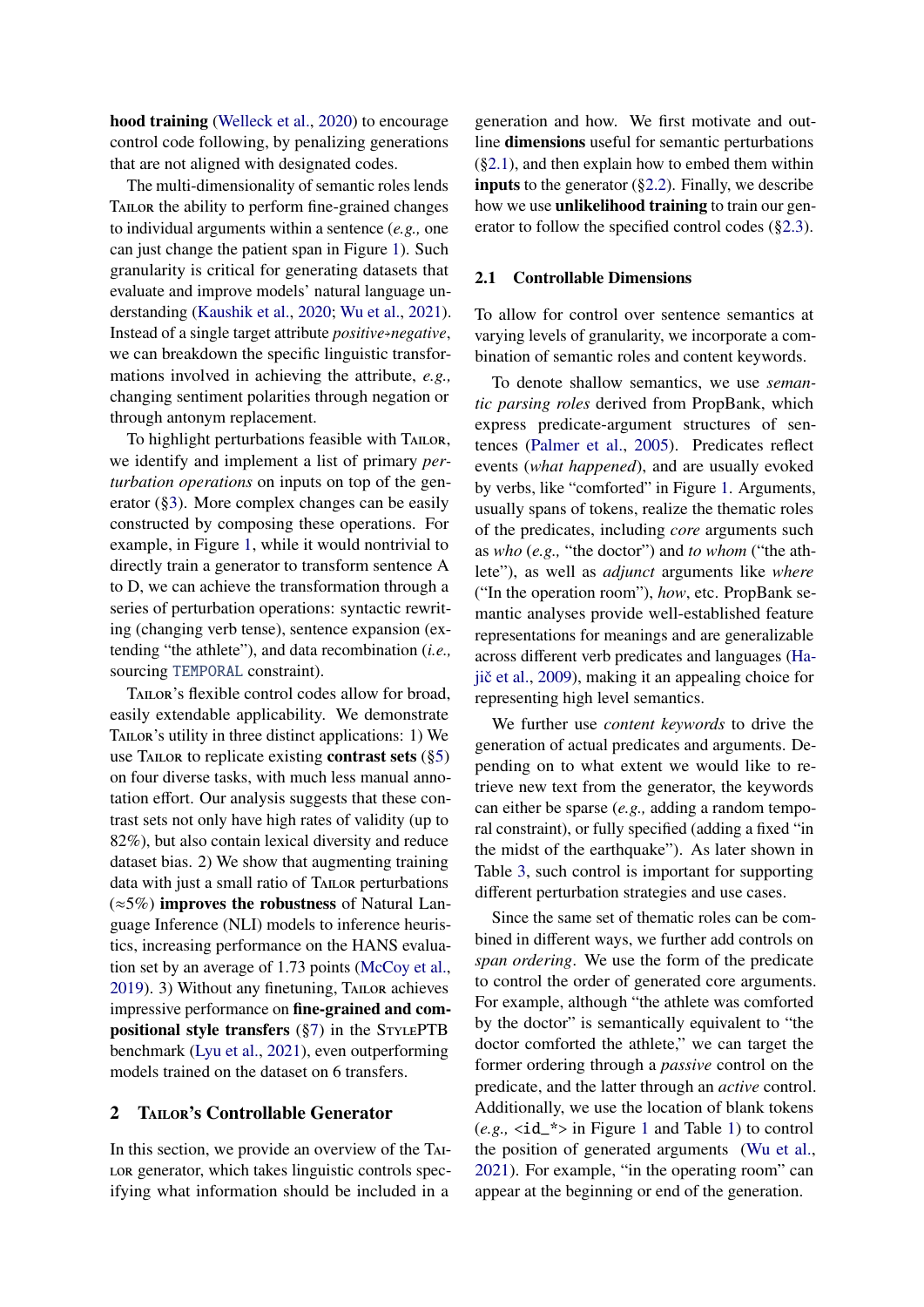**hood training** (Welleck et al., 2020) to encourage control code following, by penalizing generations that are not aligned with designated codes.

The multi-dimensionality of semantic roles lends TAILOR the ability to perform fine-grained changes to individual arguments within a sentence (*e.g.,* one can just change the patient span in Figure 1). Such granularity is critical for generating datasets that evaluate and improve models' natural language understanding (Kaushik et al., 2020; Wu et al., 2021). Instead of a single target attribute *positive*→*negative*, we can breakdown the specific linguistic transformations involved in achieving the attribute, *e.g.,* changing sentiment polarities through negation or through antonym replacement.

To highlight perturbations feasible with TAILOR, we identify and implement a list of primary *perturbation operations* on inputs on top of the generator (§3). More complex changes can be easily constructed by composing these operations. For example, in Figure 1, while it would nontrivial to directly train a generator to transform sentence A to D, we can achieve the transformation through a series of perturbation operations: syntactic rewriting (changing verb tense), sentence expansion (extending "the athlete"), and data recombination (*i.e.,* sourcing `TEMPORAL` constraint).

TAILOR's flexible control codes allow for broad, easily extendable applicability. We demonstrate TAILOR's utility in three distinct applications: 1) We use TAILOR to replicate existing **contrast sets** (§5) on four diverse tasks, with much less manual annotation effort. Our analysis suggests that these contrast sets not only have high rates of validity (up to 82%), but also contain lexical diversity and reduce dataset bias. 2) We show that augmenting training data with just a small ratio of TAILOR perturbations (≈5%) **improves the robustness** of Natural Language Inference (NLI) models to inference heuristics, increasing performance on the HANS evaluation set by an average of 1.73 points (McCoy et al., 2019). 3) Without any finetuning, TAILOR achieves impressive performance on **fine-grained and compositional style transfers** (§7) in the STYLEPTB benchmark (Lyu et al., 2021), even outperforming models trained on the dataset on 6 transfers.

## 2 TAILOR's Controllable Generator

In this section, we provide an overview of the TAILOR generator, which takes linguistic controls specifying what information should be included in a generation and how. We first motivate and outline **dimensions** useful for semantic perturbations (§2.1), and then explain how to embed them within **inputs** to the generator (§2.2). Finally, we describe how we use **unlikelihood training** to train our generator to follow the specified control codes (§2.3).

### 2.1 Controllable Dimensions

To allow for control over sentence semantics at varying levels of granularity, we incorporate a combination of semantic roles and content keywords.

To denote shallow semantics, we use *semantic parsing roles* derived from PropBank, which express predicate-argument structures of sentences (Palmer et al., 2005). Predicates reflect events (*what happened*), and are usually evoked by verbs, like "comforted" in Figure 1. Arguments, usually spans of tokens, realize the thematic roles of the predicates, including *core* arguments such as *who* (*e.g.,* "the doctor") and *to whom* ("the athlete"), as well as *adjunct* arguments like *where* ("In the operation room"), *how*, etc. PropBank semantic analyses provide well-established feature representations for meanings and are generalizable across different verb predicates and languages (Hajič et al., 2009), making it an appealing choice for representing high level semantics.

We further use *content keywords* to drive the generation of actual predicates and arguments. Depending on to what extent we would like to retrieve new text from the generator, the keywords can either be sparse (*e.g.,* adding a random temporal constraint), or fully specified (adding a fixed "in the midst of the earthquake"). As later shown in Table 3, such control is important for supporting different perturbation strategies and use cases.

Since the same set of thematic roles can be combined in different ways, we further add controls on *span ordering*. We use the form of the predicate to control the order of generated core arguments. For example, although "the athlete was comforted by the doctor" is semantically equivalent to "the doctor comforted the athlete," we can target the former ordering through a *passive* control on the predicate, and the latter through an *active* control. Additionally, we use the location of blank tokens (*e.g.,* `<id_*>` in Figure 1 and Table 1) to control the position of generated arguments (Wu et al., 2021). For example, "in the operating room" can appear at the beginning or end of the generation.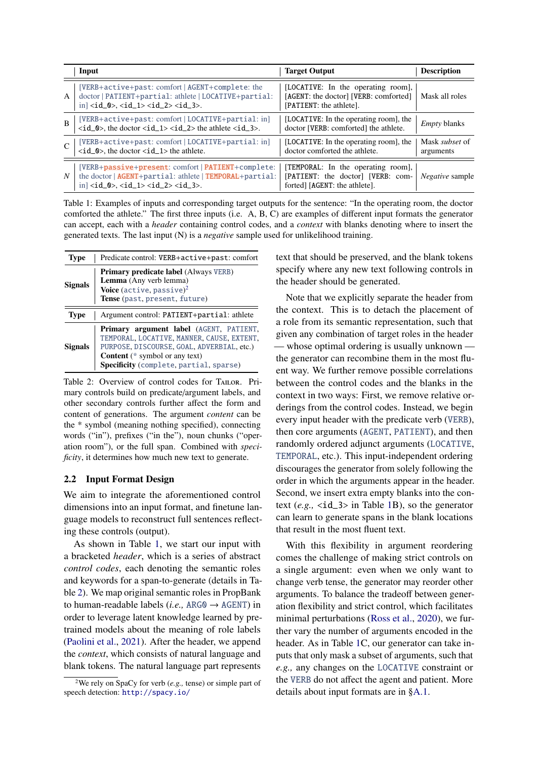| | Input | Target Output | Description |
|---|---|---|---|
| A | [VERB+active+past: comfort \| AGENT+complete: the doctor \| PATIENT+partial: athlete \| LOCATIVE+partial: in] <id_0>, <id_1> <id_2> <id_3>. | [LOCATIVE: In the operating room], [AGENT: the doctor] [VERB: comforted] [PATIENT: the athlete]. | Mask all roles |
| B | [VERB+active+past: comfort \| LOCATIVE+partial: in] <id_0>, the doctor <id_1> <id_2> the athlete <id_3>. | [LOCATIVE: In the operating room], the doctor [VERB: comforted] the athlete. | *Empty* blanks |
| C | [VERB+active+past: comfort \| LOCATIVE+partial: in] <id_0>, the doctor <id_1> the athlete. | [LOCATIVE: In the operating room], the doctor comforted the athlete. | Mask *subset* of arguments |
| *N* | [VERB+passive+present: comfort \| PATIENT+complete: the doctor \| AGENT+partial: athlete \| TEMPORAL+partial: in] <id_0>, <id_1> <id_2> <id_3>. | [TEMPORAL: In the operating room], [PATIENT: the doctor] [VERB: comforted] [AGENT: the athlete]. | *Negative* sample |

Table 1: Examples of inputs and corresponding target outputs for the sentence: "In the operating room, the doctor comforted the athlete." The first three inputs (i.e. A, B, C) are examples of different input formats the generator can accept, each with a *header* containing control codes, and a *context* with blanks denoting where to insert the generated texts. The last input (N) is a *negative* sample used for unlikelihood training.

| Type | Predicate control: VERB+active+past: comfort |
|---|---|
| Signals | **Primary predicate label** (Always VERB)<br>**Lemma** (Any verb lemma)<br>**Voice** (active, passive)[2]<br>**Tense** (past, present, future) |
| **Type** | Argument control: PATIENT+partial: athlete |
| Signals | **Primary argument label** (AGENT, PATIENT, TEMPORAL, LOCATIVE, MANNER, CAUSE, EXTENT, PURPOSE, DISCOURSE, GOAL, ADVERBIAL, etc.)<br>**Content** (* symbol or any text)<br>**Specificity** (complete, partial, sparse) |

Table 2: Overview of control codes for TAILOR. Primary controls build on predicate/argument labels, and other secondary controls further affect the form and content of generations. The argument *content* can be the * symbol (meaning nothing specified), connecting words ("in"), prefixes ("in the"), noun chunks ("operation room"), or the full span. Combined with *specificity*, it determines how much new text to generate.

## 2.2 Input Format Design

We aim to integrate the aforementioned control dimensions into an input format, and finetune language models to reconstruct full sentences reflecting these controls (output).

As shown in Table 1, we start our input with a bracketed *header*, which is a series of abstract *control codes*, each denoting the semantic roles and keywords for a span-to-generate (details in Table 2). We map original semantic roles in PropBank to human-readable labels (*i.e.,* ARG0 → AGENT) in order to leverage latent knowledge learned by pretrained models about the meaning of role labels (Paolini et al., 2021). After the header, we append the *context*, which consists of natural language and blank tokens. The natural language part represents text that should be preserved, and the blank tokens specify where any new text following controls in the header should be generated.

Note that we explicitly separate the header from the context. This is to detach the placement of a role from its semantic representation, such that given any combination of target roles in the header — whose optimal ordering is usually unknown — the generator can recombine them in the most fluent way. We further remove possible correlations between the control codes and the blanks in the context in two ways: First, we remove relative orderings from the control codes. Instead, we begin every input header with the predicate verb (VERB), then core arguments (AGENT, PATIENT), and then randomly ordered adjunct arguments (LOCATIVE, TEMPORAL, etc.). This input-independent ordering discourages the generator from solely following the order in which the arguments appear in the header. Second, we insert extra empty blanks into the context (*e.g.,* <id_3> in Table 1B), so the generator can learn to generate spans in the blank locations that result in the most fluent text.

With this flexibility in argument reordering comes the challenge of making strict controls on a single argument: even when we only want to change verb tense, the generator may reorder other arguments. To balance the tradeoff between generation flexibility and strict control, which facilitates minimal perturbations (Ross et al., 2020), we further vary the number of arguments encoded in the header. As in Table 1C, our generator can take inputs that only mask a subset of arguments, such that *e.g.,* any changes on the LOCATIVE constraint or the VERB do not affect the agent and patient. More details about input formats are in §A.1.

[2] We rely on SpaCy for verb (*e.g.,* tense) or simple part of speech detection: http://spacy.io/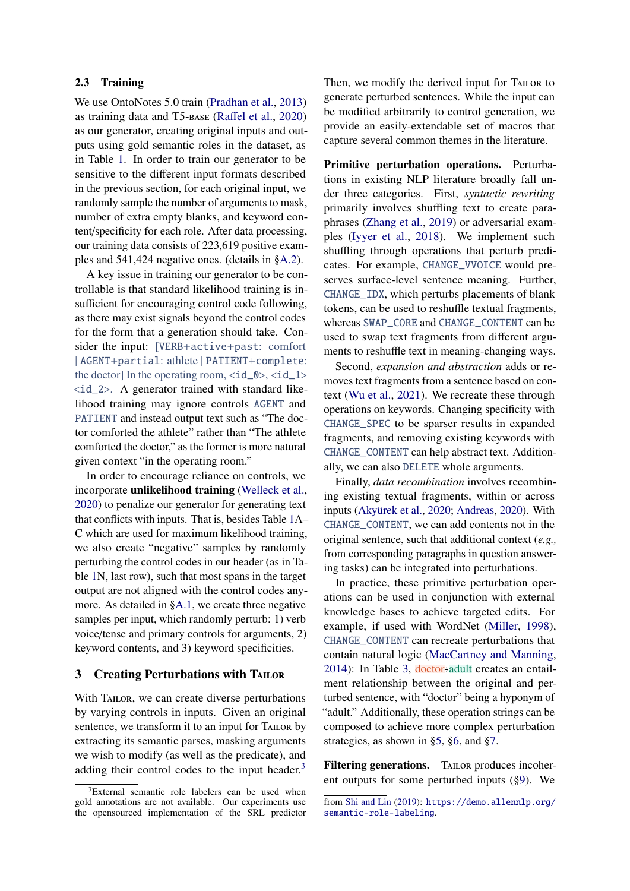### 2.3 Training

We use OntoNotes 5.0 train (Pradhan et al., 2013) as training data and T5-BASE (Raffel et al., 2020) as our generator, creating original inputs and outputs using gold semantic roles in the dataset, as in Table 1. In order to train our generator to be sensitive to the different input formats described in the previous section, for each original input, we randomly sample the number of arguments to mask, number of extra empty blanks, and keyword content/specificity for each role. After data processing, our training data consists of 223,619 positive examples and 541,424 negative ones. (details in §A.2).

A key issue in training our generator to be controllable is that standard likelihood training is insufficient for encouraging control code following, as there may exist signals beyond the control codes for the form that a generation should take. Consider the input: `[VERB+active+past: comfort | AGENT+partial: athlete | PATIENT+complete: the doctor] In the operating room, <id_0>, <id_1> <id_2>`. A generator trained with standard likelihood training may ignore controls `AGENT` and `PATIENT` and instead output text such as "The doctor comforted the athlete" rather than "The athlete comforted the doctor," as the former is more natural given context "in the operating room."

In order to encourage reliance on controls, we incorporate **unlikelihood training** (Welleck et al., 2020) to penalize our generator for generating text that conflicts with inputs. That is, besides Table 1A–C which are used for maximum likelihood training, we also create "negative" samples by randomly perturbing the control codes in our header (as in Table 1N, last row), such that most spans in the target output are not aligned with the control codes anymore. As detailed in §A.1, we create three negative samples per input, which randomly perturb: 1) verb voice/tense and primary controls for arguments, 2) keyword contents, and 3) keyword specificities.

## 3 Creating Perturbations with TAILOR

With TAILOR, we can create diverse perturbations by varying controls in inputs. Given an original sentence, we transform it to an input for TAILOR by extracting its semantic parses, masking arguments we wish to modify (as well as the predicate), and adding their control codes to the input header.[3] Then, we modify the derived input for TAILOR to generate perturbed sentences. While the input can be modified arbitrarily to control generation, we provide an easily-extendable set of macros that capture several common themes in the literature.

**Primitive perturbation operations.** Perturbations in existing NLP literature broadly fall under three categories. First, *syntactic rewriting* primarily involves shuffling text to create paraphrases (Zhang et al., 2019) or adversarial examples (Iyyer et al., 2018). We implement such shuffling through operations that perturb predicates. For example, `CHANGE_VVOICE` would preserves surface-level sentence meaning. Further, `CHANGE_IDX`, which perturbs placements of blank tokens, can be used to reshuffle textual fragments, whereas `SWAP_CORE` and `CHANGE_CONTENT` can be used to swap text fragments from different arguments to reshuffle text in meaning-changing ways.

Second, *expansion and abstraction* adds or removes text fragments from a sentence based on context (Wu et al., 2021). We recreate these through operations on keywords. Changing specificity with `CHANGE_SPEC` to be sparser results in expanded fragments, and removing existing keywords with `CHANGE_CONTENT` can help abstract text. Additionally, we can also `DELETE` whole arguments.

Finally, *data recombination* involves recombining existing textual fragments, within or across inputs (Akyürek et al., 2020; Andreas, 2020). With `CHANGE_CONTENT`, we can add contents not in the original sentence, such that additional context (*e.g.,* from corresponding paragraphs in question answering tasks) can be integrated into perturbations.

In practice, these primitive perturbation operations can be used in conjunction with external knowledge bases to achieve targeted edits. For example, if used with WordNet (Miller, 1998), `CHANGE_CONTENT` can recreate perturbations that contain natural logic (MacCartney and Manning, 2014): In Table 3, doctor→adult creates an entailment relationship between the original and perturbed sentence, with "doctor" being a hyponym of "adult." Additionally, these operation strings can be composed to achieve more complex perturbation strategies, as shown in §5, §6, and §7.

**Filtering generations.** TAILOR produces incoherent outputs for some perturbed inputs (§9). We

[3] External semantic role labelers can be used when gold annotations are not available. Our experiments use the opensourced implementation of the SRL predictor from Shi and Lin (2019): https://demo.allennlp.org/semantic-role-labeling.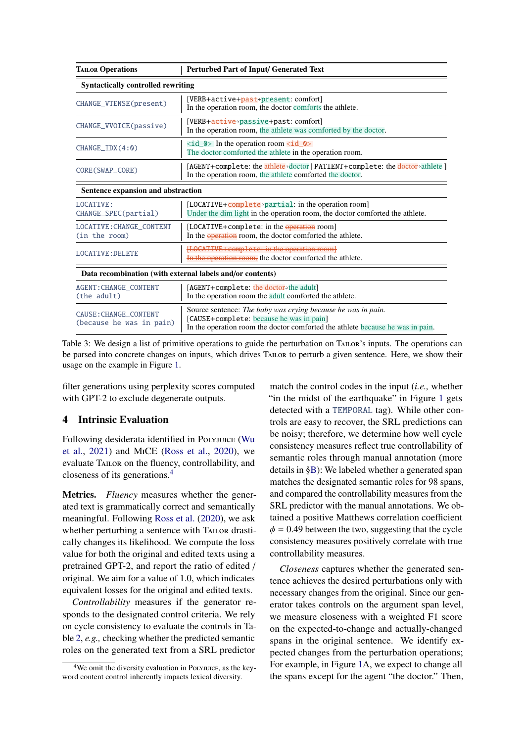| Tailor Operations | Perturbed Part of Input/ Generated Text |
|---|---|
| **Syntactically controlled rewriting** | |
| CHANGE_VTENSE(present) | [VERB+active+past→present: comfort]<br>In the operation room, the doctor comforts the athlete. |
| CHANGE_VVOICE(passive) | [VERB+active→passive+past: comfort]<br>In the operation room, the athlete was comforted by the doctor. |
| CHANGE_IDX(4:0) | <id_0> In the operation room <id_0><br>The doctor comforted the athlete in the operation room. |
| CORE(SWAP_CORE) | [AGENT+complete: the athlete→doctor \| PATIENT+complete: the doctor→athlete ]<br>In the operation room, the athlete comforted the doctor. |
| **Sentence expansion and abstraction** | |
| LOCATIVE:<br>CHANGE_SPEC(partial) | [LOCATIVE+complete→partial: in the operation room]<br>Under the dim light in the operation room, the doctor comforted the athlete. |
| LOCATIVE:CHANGE_CONTENT<br>(in the room) | [LOCATIVE+complete: in the ~~operation~~ room]<br>In the ~~operation~~ room, the doctor comforted the athlete. |
| LOCATIVE:DELETE | ~~[LOCATIVE+complete: in the operation room]~~<br>~~In the operation room,~~ the doctor comforted the athlete. |
| **Data recombination (with external labels and/or contents)** | |
| AGENT:CHANGE_CONTENT<br>(the adult) | [AGENT+complete: the doctor→the adult]<br>In the operation room the adult comforted the athlete. |
| CAUSE:CHANGE_CONTENT<br>(because he was in pain) | Source sentence: *The baby was crying because he was in pain.*<br>[CAUSE+complete: because he was in pain]<br>In the operation room the doctor comforted the athlete because he was in pain. |

Table 3: We design a list of primitive operations to guide the perturbation on Tailor's inputs. The operations can be parsed into concrete changes on inputs, which drives Tailor to perturb a given sentence. Here, we show their usage on the example in Figure 1.

filter generations using perplexity scores computed with GPT-2 to exclude degenerate outputs.

## 4 Intrinsic Evaluation

Following desiderata identified in Polyjuice (Wu et al., 2021) and MiCE (Ross et al., 2020), we evaluate Tailor on the fluency, controllability, and closeness of its generations.[4]

**Metrics.** *Fluency* measures whether the generated text is grammatically correct and semantically meaningful. Following Ross et al. (2020), we ask whether perturbing a sentence with Tailor drastically changes its likelihood. We compute the loss value for both the original and edited texts using a pretrained GPT-2, and report the ratio of edited / original. We aim for a value of 1.0, which indicates equivalent losses for the original and edited texts.

*Controllability* measures if the generator responds to the designated control criteria. We rely on cycle consistency to evaluate the controls in Table 2, *e.g.,* checking whether the predicted semantic roles on the generated text from a SRL predictor match the control codes in the input (*i.e.,* whether "in the midst of the earthquake" in Figure 1 gets detected with a TEMPORAL tag). While other controls are easy to recover, the SRL predictions can be noisy; therefore, we determine how well cycle consistency measures reflect true controllability of semantic roles through manual annotation (more details in §B): We labeled whether a generated span matches the designated semantic roles for 98 spans, and compared the controllability measures from the SRL predictor with the manual annotations. We obtained a positive Matthews correlation coefficient $\phi = 0.49$ between the two, suggesting that the cycle consistency measures positively correlate with true controllability measures.

*Closeness* captures whether the generated sentence achieves the desired perturbations only with necessary changes from the original. Since our generator takes controls on the argument span level, we measure closeness with a weighted F1 score on the expected-to-change and actually-changed spans in the original sentence. We identify expected changes from the perturbation operations; For example, in Figure 1A, we expect to change all the spans except for the agent "the doctor." Then,

[4] We omit the diversity evaluation in Polyjuice, as the keyword content control inherently impacts lexical diversity.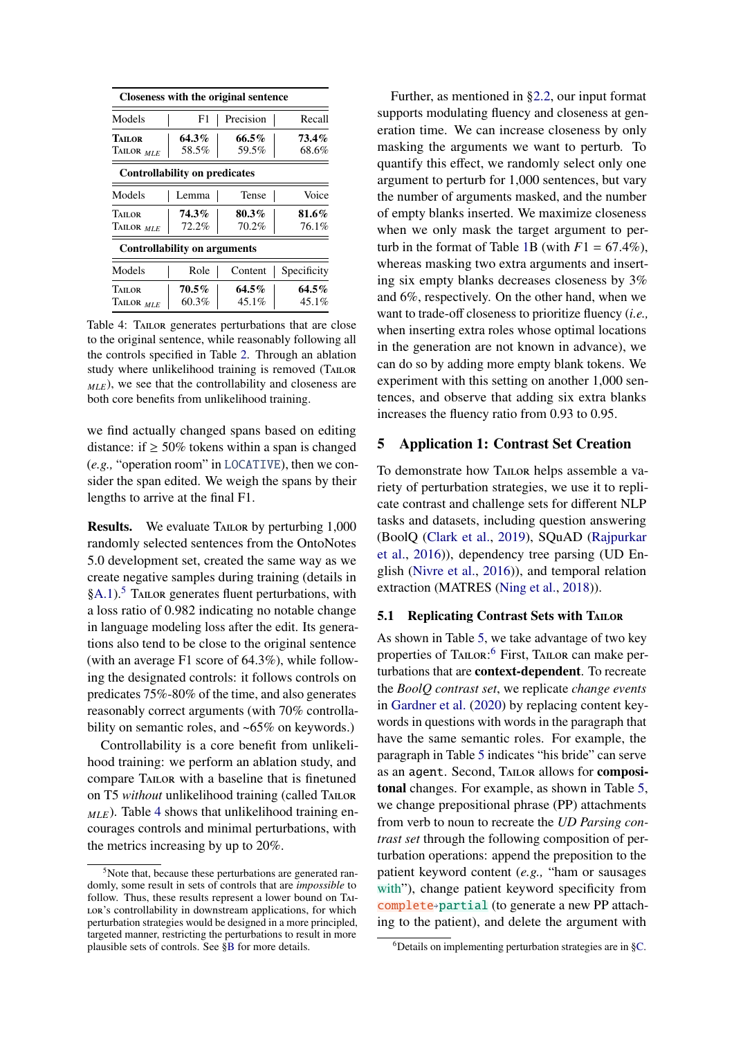| Closeness with the original sentence | | | |
|---|---|---|---|
| Models | F1 | Precision | Recall |
| TAILOR | **64.3%** | **66.5%** | **73.4%** |
| TAILOR $_{MLE}$ | 58.5% | 59.5% | 68.6% |
| **Controllability on predicates** | | | |
| Models | Lemma | Tense | Voice |
| TAILOR | **74.3%** | **80.3%** | **81.6%** |
| TAILOR $_{MLE}$ | 72.2% | 70.2% | 76.1% |
| **Controllability on arguments** | | | |
| Models | Role | Content | Specificity |
| TAILOR | **70.5%** | **64.5%** | **64.5%** |
| TAILOR $_{MLE}$ | 60.3% | 45.1% | 45.1% |

Table 4: TAILOR generates perturbations that are close to the original sentence, while reasonably following all the controls specified in Table 2. Through an ablation study where unlikelihood training is removed (TAILOR $_{MLE}$), we see that the controllability and closeness are both core benefits from unlikelihood training.

we find actually changed spans based on editing distance: if ≥ 50% tokens within a span is changed (*e.g.,* "operation room" in LOCATIVE), then we consider the span edited. We weigh the spans by their lengths to arrive at the final F1.

**Results.** We evaluate TAILOR by perturbing 1,000 randomly selected sentences from the OntoNotes 5.0 development set, created the same way as we create negative samples during training (details in §A.1).[5] TAILOR generates fluent perturbations, with a loss ratio of 0.982 indicating no notable change in language modeling loss after the edit. Its generations also tend to be close to the original sentence (with an average F1 score of 64.3%), while following the designated controls: it follows controls on predicates 75%-80% of the time, and also generates reasonably correct arguments (with 70% controllability on semantic roles, and ~65% on keywords.)

Controllability is a core benefit from unlikelihood training: we perform an ablation study, and compare TAILOR with a baseline that is finetuned on T5 *without* unlikelihood training (called TAILOR $_{MLE}$). Table 4 shows that unlikelihood training encourages controls and minimal perturbations, with the metrics increasing by up to 20%.

[5]Note that, because these perturbations are generated randomly, some result in sets of controls that are *impossible* to follow. Thus, these results represent a lower bound on TAILOR's controllability in downstream applications, for which perturbation strategies would be designed in a more principled, targeted manner, restricting the perturbations to result in more plausible sets of controls. See §B for more details.

Further, as mentioned in §2.2, our input format supports modulating fluency and closeness at generation time. We can increase closeness by only masking the arguments we want to perturb. To quantify this effect, we randomly select only one argument to perturb for 1,000 sentences, but vary the number of arguments masked, and the number of empty blanks inserted. We maximize closeness when we only mask the target argument to perturb in the format of Table 1B (with $F1$ = 67.4%), whereas masking two extra arguments and inserting six empty blanks decreases closeness by 3% and 6%, respectively. On the other hand, when we want to trade-off closeness to prioritize fluency (*i.e.,* when inserting extra roles whose optimal locations in the generation are not known in advance), we can do so by adding more empty blank tokens. We experiment with this setting on another 1,000 sentences, and observe that adding six extra blanks increases the fluency ratio from 0.93 to 0.95.

## 5 Application 1: Contrast Set Creation

To demonstrate how TAILOR helps assemble a variety of perturbation strategies, we use it to replicate contrast and challenge sets for different NLP tasks and datasets, including question answering (BoolQ (Clark et al., 2019), SQuAD (Rajpurkar et al., 2016)), dependency tree parsing (UD English (Nivre et al., 2016)), and temporal relation extraction (MATRES (Ning et al., 2018)).

### 5.1 Replicating Contrast Sets with TAILOR

As shown in Table 5, we take advantage of two key properties of TAILOR:[6] First, TAILOR can make perturbations that are **context-dependent**. To recreate the *BoolQ contrast set*, we replicate *change events* in Gardner et al. (2020) by replacing content keywords in questions with words in the paragraph that have the same semantic roles. For example, the paragraph in Table 5 indicates "his bride" can serve as an agent. Second, TAILOR allows for **compositional** changes. For example, as shown in Table 5, we change prepositional phrase (PP) attachments from verb to noun to recreate the *UD Parsing contrast set* through the following composition of perturbation operations: append the preposition to the patient keyword content (*e.g.,* "ham or sausages with"), change patient keyword specificity from complete→partial (to generate a new PP attaching to the patient), and delete the argument with

[6]Details on implementing perturbation strategies are in §C.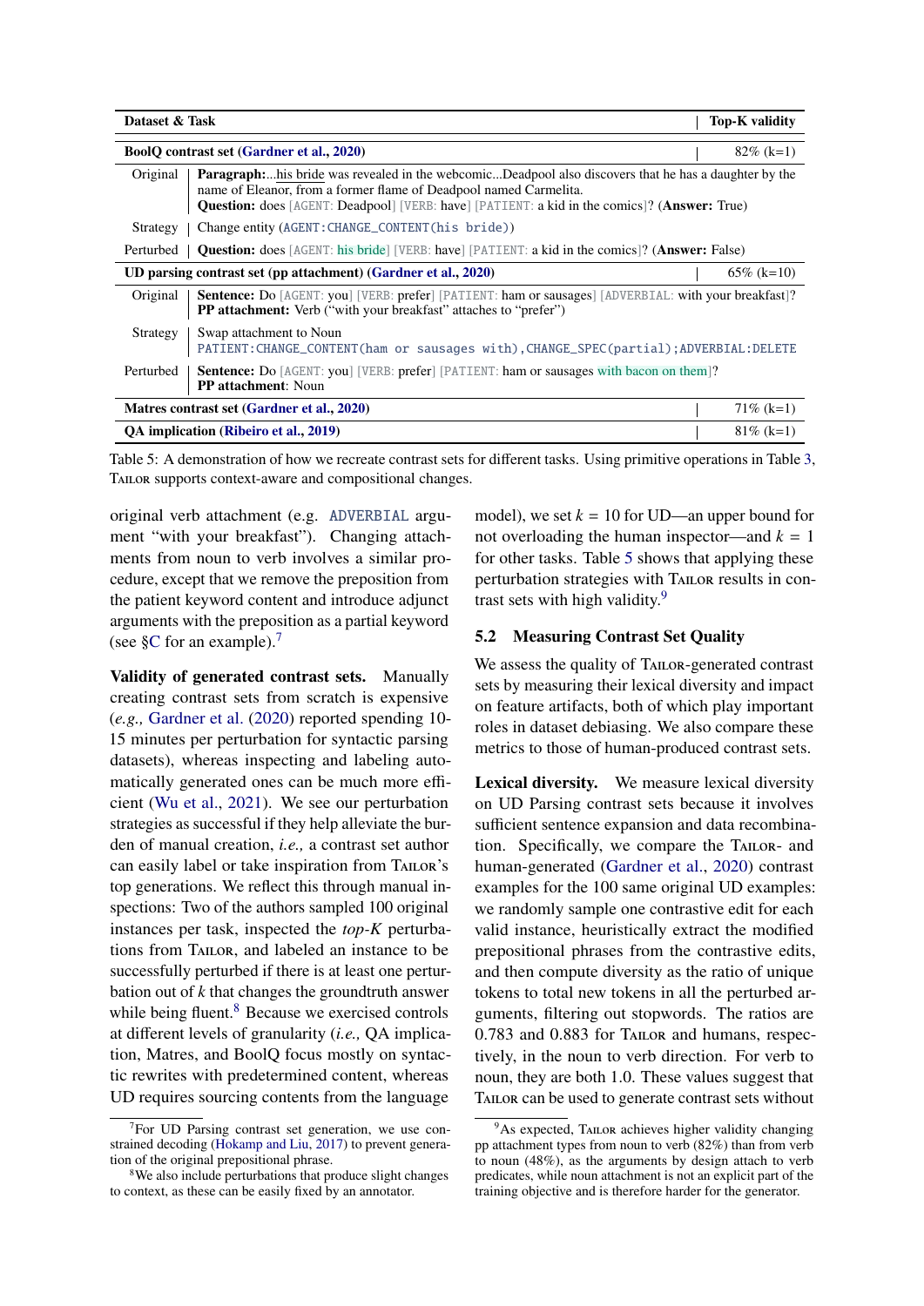| Dataset & Task | | Top-K validity |
|---|---|---|
| **BoolQ contrast set** (Gardner et al., 2020) | | 82% (k=1) |
| Original | **Paragraph:**...his bride was revealed in the webcomic...Deadpool also discovers that he has a daughter by the name of Eleanor, from a former flame of Deadpool named Carmelita. **Question:** does [AGENT: Deadpool] [VERB: have] [PATIENT: a kid in the comics]? (**Answer:** True) | |
| Strategy | Change entity (`AGENT:CHANGE_CONTENT(his bride)`) | |
| Perturbed | **Question:** does [AGENT: his bride] [VERB: have] [PATIENT: a kid in the comics]? (**Answer:** False) | |
| **UD parsing contrast set (pp attachment)** (Gardner et al., 2020) | | 65% (k=10) |
| Original | **Sentence:** Do [AGENT: you] [VERB: prefer] [PATIENT: ham or sausages] [ADVERBIAL: with your breakfast]? **PP attachment:** Verb ("with your breakfast" attaches to "prefer") | |
| Strategy | Swap attachment to Noun `PATIENT:CHANGE_CONTENT(ham or sausages with),CHANGE_SPEC(partial);ADVERBIAL:DELETE` | |
| Perturbed | **Sentence:** Do [AGENT: you] [VERB: prefer] [PATIENT: ham or sausages with bacon on them]? **PP attachment**: Noun | |
| **Matres contrast set** (Gardner et al., 2020) | | 71% (k=1) |
| **QA implication** (Ribeiro et al., 2019) | | 81% (k=1) |

Table 5: A demonstration of how we recreate contrast sets for different tasks. Using primitive operations in Table 3, TAILOR supports context-aware and compositional changes.

original verb attachment (e.g. `ADVERBIAL` argument "with your breakfast"). Changing attachments from noun to verb involves a similar procedure, except that we remove the preposition from the patient keyword content and introduce adjunct arguments with the preposition as a partial keyword (see §C for an example).[7]

**Validity of generated contrast sets.** Manually creating contrast sets from scratch is expensive (*e.g.,* Gardner et al. (2020) reported spending 10-15 minutes per perturbation for syntactic parsing datasets), whereas inspecting and labeling automatically generated ones can be much more efficient (Wu et al., 2021). We see our perturbation strategies as successful if they help alleviate the burden of manual creation, *i.e.,* a contrast set author can easily label or take inspiration from TAILOR's top generations. We reflect this through manual inspections: Two of the authors sampled 100 original instances per task, inspected the *top-K* perturbations from TAILOR, and labeled an instance to be successfully perturbed if there is at least one perturbation out of $k$ that changes the groundtruth answer while being fluent.[8] Because we exercised controls at different levels of granularity (*i.e.,* QA implication, Matres, and BoolQ focus mostly on syntactic rewrites with predetermined content, whereas UD requires sourcing contents from the language model), we set $k = 10$ for UD—an upper bound for not overloading the human inspector—and $k = 1$ for other tasks. Table 5 shows that applying these perturbation strategies with TAILOR results in contrast sets with high validity.[9]

## 5.2 Measuring Contrast Set Quality

We assess the quality of TAILOR-generated contrast sets by measuring their lexical diversity and impact on feature artifacts, both of which play important roles in dataset debiasing. We also compare these metrics to those of human-produced contrast sets.

**Lexical diversity.** We measure lexical diversity on UD Parsing contrast sets because it involves sufficient sentence expansion and data recombination. Specifically, we compare the TAILOR- and human-generated (Gardner et al., 2020) contrast examples for the 100 same original UD examples: we randomly sample one contrastive edit for each valid instance, heuristically extract the modified prepositional phrases from the contrastive edits, and then compute diversity as the ratio of unique tokens to total new tokens in all the perturbed arguments, filtering out stopwords. The ratios are 0.783 and 0.883 for TAILOR and humans, respectively, in the noun to verb direction. For verb to noun, they are both 1.0. These values suggest that TAILOR can be used to generate contrast sets without

[7] For UD Parsing contrast set generation, we use constrained decoding (Hokamp and Liu, 2017) to prevent generation of the original prepositional phrase.

[8] We also include perturbations that produce slight changes to context, as these can be easily fixed by an annotator.

[9] As expected, TAILOR achieves higher validity changing pp attachment types from noun to verb (82%) than from verb to noun (48%), as the arguments by design attach to verb predicates, while noun attachment is not an explicit part of the training objective and is therefore harder for the generator.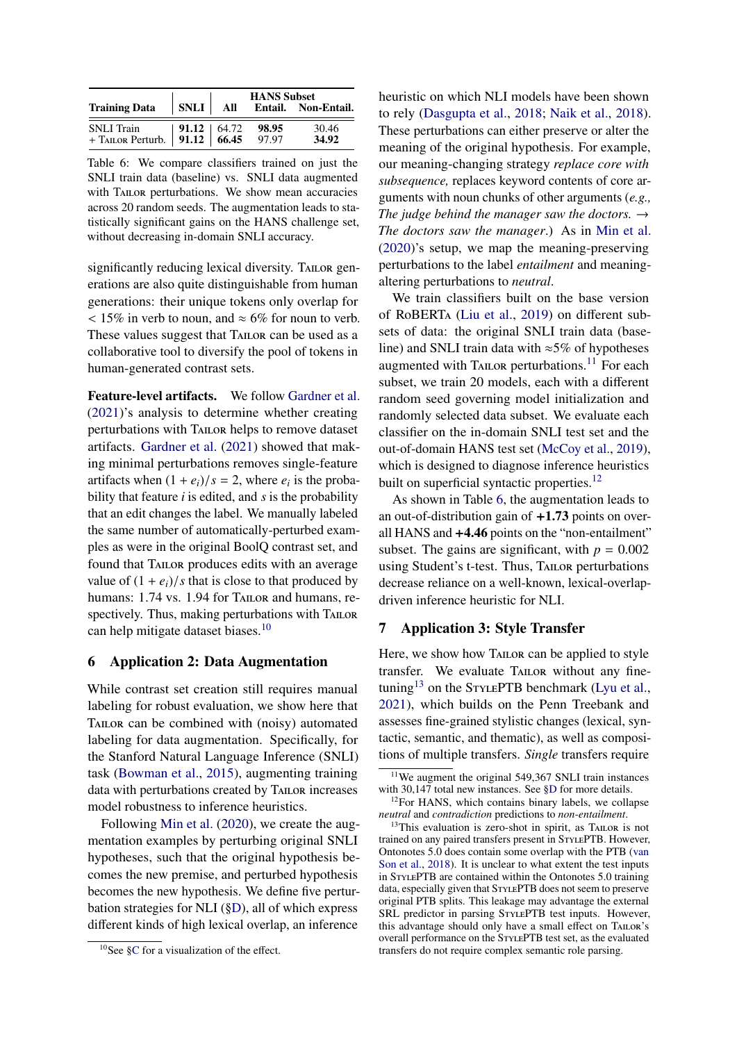| Training Data | SNLI | HANS Subset | | |
|---|---|---|---|---|
| | | All | Entail. | Non-Entail. |
| SNLI Train | **91.12** | 64.72 | **98.95** | 30.46 |
| + Tailor Perturb. | **91.12** | **66.45** | 97.97 | **34.92** |

Table 6: We compare classifiers trained on just the SNLI train data (baseline) vs. SNLI data augmented with Tailor perturbations. We show mean accuracies across 20 random seeds. The augmentation leads to statistically significant gains on the HANS challenge set, without decreasing in-domain SNLI accuracy.

significantly reducing lexical diversity. Tailor generations are also quite distinguishable from human generations: their unique tokens only overlap for $< 15\%$ in verb to noun, and $\approx 6\%$ for noun to verb. These values suggest that Tailor can be used as a collaborative tool to diversify the pool of tokens in human-generated contrast sets.

**Feature-level artifacts.** We follow Gardner et al. (2021)'s analysis to determine whether creating perturbations with Tailor helps to remove dataset artifacts. Gardner et al. (2021) showed that making minimal perturbations removes single-feature artifacts when $(1 + e_i)/s = 2$, where $e_i$ is the probability that feature $i$ is edited, and $s$ is the probability that an edit changes the label. We manually labeled the same number of automatically-perturbed examples as were in the original BoolQ contrast set, and found that Tailor produces edits with an average value of $(1 + e_i)/s$ that is close to that produced by humans: 1.74 vs. 1.94 for Tailor and humans, respectively. Thus, making perturbations with Tailor can help mitigate dataset biases.[10]

## 6 Application 2: Data Augmentation

While contrast set creation still requires manual labeling for robust evaluation, we show here that Tailor can be combined with (noisy) automated labeling for data augmentation. Specifically, for the Stanford Natural Language Inference (SNLI) task (Bowman et al., 2015), augmenting training data with perturbations created by Tailor increases model robustness to inference heuristics.

Following Min et al. (2020), we create the augmentation examples by perturbing original SNLI hypotheses, such that the original hypothesis becomes the new premise, and perturbed hypothesis becomes the new hypothesis. We define five perturbation strategies for NLI (§D), all of which express different kinds of high lexical overlap, an inference heuristic on which NLI models have been shown to rely (Dasgupta et al., 2018; Naik et al., 2018). These perturbations can either preserve or alter the meaning of the original hypothesis. For example, our meaning-changing strategy *replace core with subsequence,* replaces keyword contents of core arguments with noun chunks of other arguments (*e.g., The judge behind the manager saw the doctors.* → *The doctors saw the manager*.) As in Min et al. (2020)'s setup, we map the meaning-preserving perturbations to the label *entailment* and meaning-altering perturbations to *neutral*.

We train classifiers built on the base version of RoBERTa (Liu et al., 2019) on different subsets of data: the original SNLI train data (baseline) and SNLI train data with ≈5% of hypotheses augmented with Tailor perturbations.[11] For each subset, we train 20 models, each with a different random seed governing model initialization and randomly selected data subset. We evaluate each classifier on the in-domain SNLI test set and the out-of-domain HANS test set (McCoy et al., 2019), which is designed to diagnose inference heuristics built on superficial syntactic properties.[12]

As shown in Table 6, the augmentation leads to an out-of-distribution gain of **+1.73** points on overall HANS and **+4.46** points on the "non-entailment" subset. The gains are significant, with $p = 0.002$ using Student's t-test. Thus, Tailor perturbations decrease reliance on a well-known, lexical-overlap-driven inference heuristic for NLI.

## 7 Application 3: Style Transfer

Here, we show how Tailor can be applied to style transfer. We evaluate Tailor without any fine-tuning[13] on the StylePTB benchmark (Lyu et al., 2021), which builds on the Penn Treebank and assesses fine-grained stylistic changes (lexical, syntactic, semantic, and thematic), as well as compositions of multiple transfers. *Single* transfers require

[10] See §C for a visualization of the effect.

[11] We augment the original 549,367 SNLI train instances with 30,147 total new instances. See §D for more details.

[12] For HANS, which contains binary labels, we collapse *neutral* and *contradiction* predictions to *non-entailment*.

[13] This evaluation is zero-shot in spirit, as Tailor is not trained on any paired transfers present in StylePTB. However, Ontonotes 5.0 does contain some overlap with the PTB (van Son et al., 2018). It is unclear to what extent the test inputs in StylePTB are contained within the Ontonotes 5.0 training data, especially given that StylePTB does not seem to preserve original PTB splits. This leakage may advantage the external SRL predictor in parsing StylePTB test inputs. However, this advantage should only have a small effect on Tailor's overall performance on the StylePTB test set, as the evaluated transfers do not require complex semantic role parsing.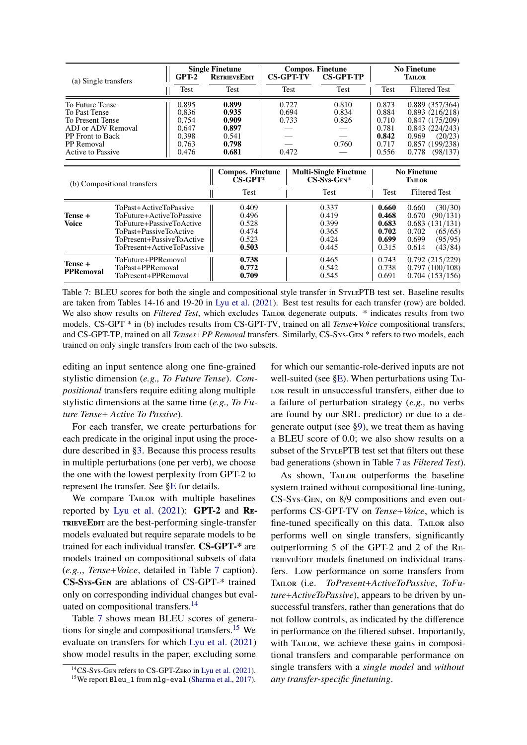| (a) Single transfers | Single Finetune GPT-2 | Single Finetune RetrieveEdit | Compos. Finetune CS-GPT-TV | Compos. Finetune CS-GPT-TP | No Finetune Tailor | |
|---|---|---|---|---|---|---|
| | Test | Test | Test | Test | Test | Filtered Test |
| To Future Tense | 0.895 | **0.899** | 0.727 | 0.810 | 0.873 | 0.889 (357/364) |
| To Past Tense | 0.836 | **0.935** | 0.694 | 0.834 | 0.884 | 0.893 (216/218) |
| To Present Tense | 0.754 | **0.909** | 0.733 | 0.826 | 0.710 | 0.847 (175/209) |
| ADJ or ADV Removal | 0.647 | **0.897** | — | — | 0.781 | 0.843 (224/243) |
| PP Front to Back | 0.398 | 0.541 | — | — | **0.842** | 0.969 (20/23) |
| PP Removal | 0.763 | **0.798** | — | 0.760 | 0.717 | 0.857 (199/238) |
| Active to Passive | 0.476 | **0.681** | 0.472 | — | 0.556 | 0.778 (98/137) |

| (b) Compositional transfers | | Compos. Finetune CS-GPT* | Multi-Single Finetune CS-Sys-Gen* | No Finetune Tailor | |
|---|---|---|---|---|---|
| | | Test | Test | Test | Filtered Test |
| **Tense + Voice** | ToPast+ActiveToPassive | 0.409 | 0.337 | **0.660** | 0.660 (30/30) |
| | ToFuture+ActiveToPassive | 0.496 | 0.419 | **0.468** | 0.670 (90/131) |
| | ToFuture+PassiveToActive | 0.528 | 0.399 | **0.683** | 0.683 (131/131) |
| | ToPast+PassiveToActive | 0.474 | 0.365 | **0.702** | 0.702 (65/65) |
| | ToPresent+PassiveToActive | 0.523 | 0.424 | **0.699** | 0.699 (95/95) |
| | ToPresent+ActiveToPassive | **0.503** | 0.445 | 0.315 | 0.614 (43/84) |
| **Tense + PPRemoval** | ToFuture+PPRemoval | **0.738** | 0.465 | 0.743 | 0.792 (215/229) |
| | ToPast+PPRemoval | **0.772** | 0.542 | 0.738 | 0.797 (100/108) |
| | ToPresent+PPRemoval | **0.709** | 0.545 | 0.691 | 0.704 (153/156) |

Table 7: BLEU scores for both the single and compositional style transfer in StylePTB test set. Baseline results are taken from Tables 14-16 and 19-20 in Lyu et al. (2021). Best test results for each transfer (row) are bolded. We also show results on *Filtered Test*, which excludes Tailor degenerate outputs. * indicates results from two models. CS-GPT * in (b) includes results from CS-GPT-TV, trained on all *Tense+Voice* compositional transfers, and CS-GPT-TP, trained on all *Tenses+PP Removal* transfers. Similarly, CS-Sys-Gen * refers to two models, each trained on only single transfers from each of the two subsets.

editing an input sentence along one fine-grained stylistic dimension (*e.g., To Future Tense*). *Compositional* transfers require editing along multiple stylistic dimensions at the same time (*e.g., To Future Tense+ Active To Passive*).

For each transfer, we create perturbations for each predicate in the original input using the procedure described in §3. Because this process results in multiple perturbations (one per verb), we choose the one with the lowest perplexity from GPT-2 to represent the transfer. See §E for details.

We compare Tailor with multiple baselines reported by Lyu et al. (2021): **GPT-2** and **RetrieveEdit** are the best-performing single-transfer models evaluated but require separate models to be trained for each individual transfer. **CS-GPT-*** are models trained on compositional subsets of data (*e.g.,*, *Tense+Voice*, detailed in Table 7 caption). **CS-Sys-Gen** are ablations of CS-GPT-* trained only on corresponding individual changes but evaluated on compositional transfers.[14]

Table 7 shows mean BLEU scores of generations for single and compositional transfers.[15] We evaluate on transfers for which Lyu et al. (2021) show model results in the paper, excluding some for which our semantic-role-derived inputs are not well-suited (see §E). When perturbations using Tailor result in unsuccessful transfers, either due to a failure of perturbation strategy (*e.g.,* no verbs are found by our SRL predictor) or due to a degenerate output (see §9), we treat them as having a BLEU score of 0.0; we also show results on a subset of the StylePTB test set that filters out these bad generations (shown in Table 7 as *Filtered Test*).

As shown, Tailor outperforms the baseline system trained without compositional fine-tuning, CS-Sys-Gen, on 8/9 compositions and even outperforms CS-GPT-TV on *Tense+Voice*, which is fine-tuned specifically on this data. Tailor also performs well on single transfers, significantly outperforming 5 of the GPT-2 and 2 of the RetrieveEdit models finetuned on individual transfers. Low performance on some transfers from Tailor (i.e. *ToPresent+ActiveToPassive*, *ToFuture+ActiveToPassive*), appears to be driven by unsuccessful transfers, rather than generations that do not follow controls, as indicated by the difference in performance on the filtered subset. Importantly, with Tailor, we achieve these gains in compositional transfers and comparable performance on single transfers with a *single model* and *without any transfer-specific finetuning*.

[14] CS-Sys-Gen refers to CS-GPT-Zero in Lyu et al. (2021).

[15] We report `Bleu_1` from `nlg-eval` (Sharma et al., 2017).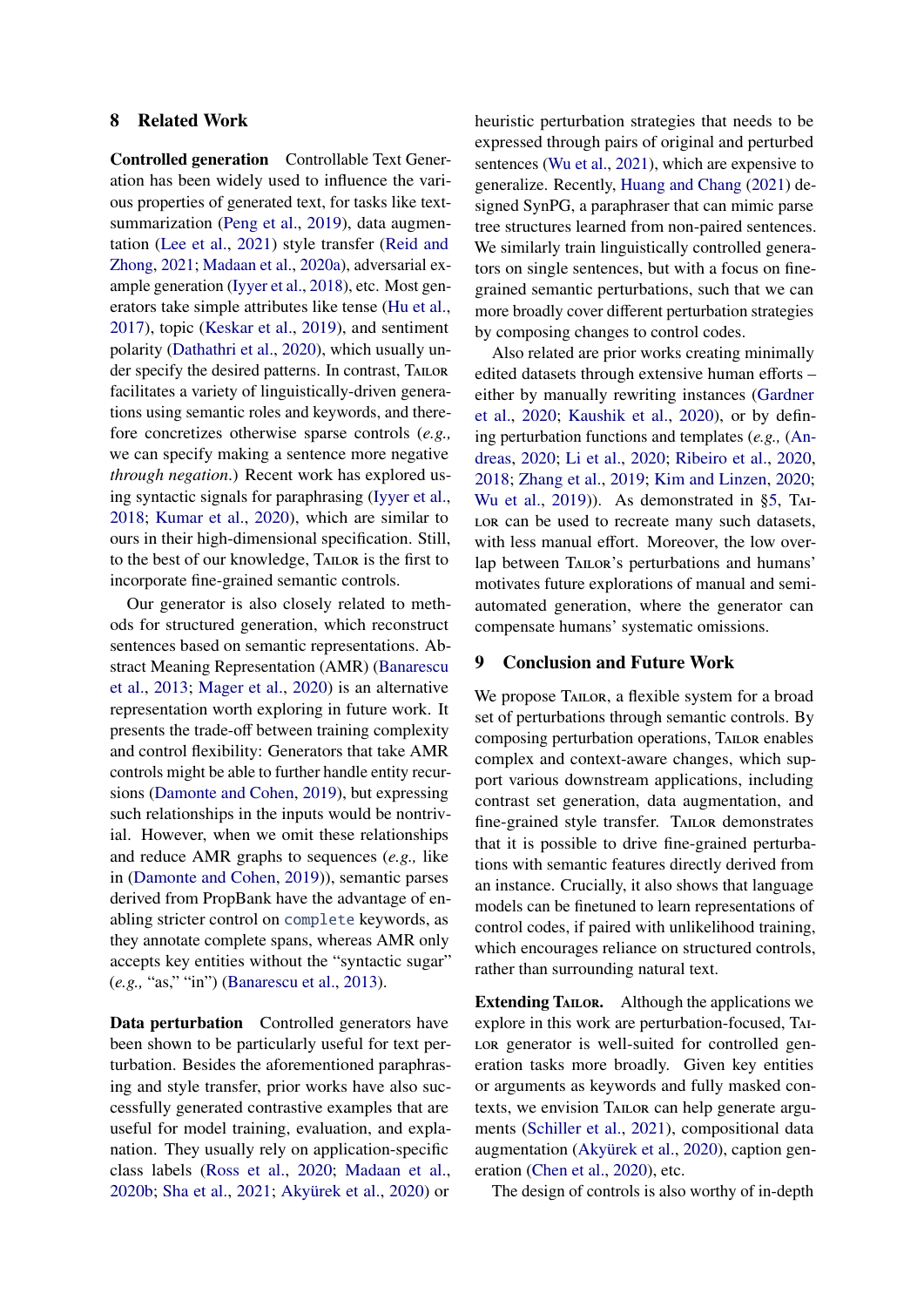## 8 Related Work

**Controlled generation** Controllable Text Generation has been widely used to influence the various properties of generated text, for tasks like text-summarization (Peng et al., 2019), data augmentation (Lee et al., 2021) style transfer (Reid and Zhong, 2021; Madaan et al., 2020a), adversarial example generation (Iyyer et al., 2018), etc. Most generators take simple attributes like tense (Hu et al., 2017), topic (Keskar et al., 2019), and sentiment polarity (Dathathri et al., 2020), which usually under specify the desired patterns. In contrast, Tailor facilitates a variety of linguistically-driven generations using semantic roles and keywords, and therefore concretizes otherwise sparse controls (*e.g.,* we can specify making a sentence more negative *through negation*.) Recent work has explored using syntactic signals for paraphrasing (Iyyer et al., 2018; Kumar et al., 2020), which are similar to ours in their high-dimensional specification. Still, to the best of our knowledge, Tailor is the first to incorporate fine-grained semantic controls.

Our generator is also closely related to methods for structured generation, which reconstruct sentences based on semantic representations. Abstract Meaning Representation (AMR) (Banarescu et al., 2013; Mager et al., 2020) is an alternative representation worth exploring in future work. It presents the trade-off between training complexity and control flexibility: Generators that take AMR controls might be able to further handle entity recursions (Damonte and Cohen, 2019), but expressing such relationships in the inputs would be nontrivial. However, when we omit these relationships and reduce AMR graphs to sequences (*e.g.,* like in (Damonte and Cohen, 2019)), semantic parses derived from PropBank have the advantage of enabling stricter control on `complete` keywords, as they annotate complete spans, whereas AMR only accepts key entities without the "syntactic sugar" (*e.g.,* "as," "in") (Banarescu et al., 2013).

**Data perturbation** Controlled generators have been shown to be particularly useful for text perturbation. Besides the aforementioned paraphrasing and style transfer, prior works have also successfully generated contrastive examples that are useful for model training, evaluation, and explanation. They usually rely on application-specific class labels (Ross et al., 2020; Madaan et al., 2020b; Sha et al., 2021; Akyürek et al., 2020) or heuristic perturbation strategies that needs to be expressed through pairs of original and perturbed sentences (Wu et al., 2021), which are expensive to generalize. Recently, Huang and Chang (2021) designed SynPG, a paraphraser that can mimic parse tree structures learned from non-paired sentences. We similarly train linguistically controlled generators on single sentences, but with a focus on fine-grained semantic perturbations, such that we can more broadly cover different perturbation strategies by composing changes to control codes.

Also related are prior works creating minimally edited datasets through extensive human efforts – either by manually rewriting instances (Gardner et al., 2020; Kaushik et al., 2020), or by defining perturbation functions and templates (*e.g.,* (Andreas, 2020; Li et al., 2020; Ribeiro et al., 2020, 2018; Zhang et al., 2019; Kim and Linzen, 2020; Wu et al., 2019)). As demonstrated in §5, Tailor can be used to recreate many such datasets, with less manual effort. Moreover, the low overlap between Tailor's perturbations and humans' motivates future explorations of manual and semi-automated generation, where the generator can compensate humans' systematic omissions.

## 9 Conclusion and Future Work

We propose Tailor, a flexible system for a broad set of perturbations through semantic controls. By composing perturbation operations, Tailor enables complex and context-aware changes, which support various downstream applications, including contrast set generation, data augmentation, and fine-grained style transfer. Tailor demonstrates that it is possible to drive fine-grained perturbations with semantic features directly derived from an instance. Crucially, it also shows that language models can be finetuned to learn representations of control codes, if paired with unlikelihood training, which encourages reliance on structured controls, rather than surrounding natural text.

**Extending Tailor.** Although the applications we explore in this work are perturbation-focused, Tailor generator is well-suited for controlled generation tasks more broadly. Given key entities or arguments as keywords and fully masked contexts, we envision Tailor can help generate arguments (Schiller et al., 2021), compositional data augmentation (Akyürek et al., 2020), caption generation (Chen et al., 2020), etc.

The design of controls is also worthy of in-depth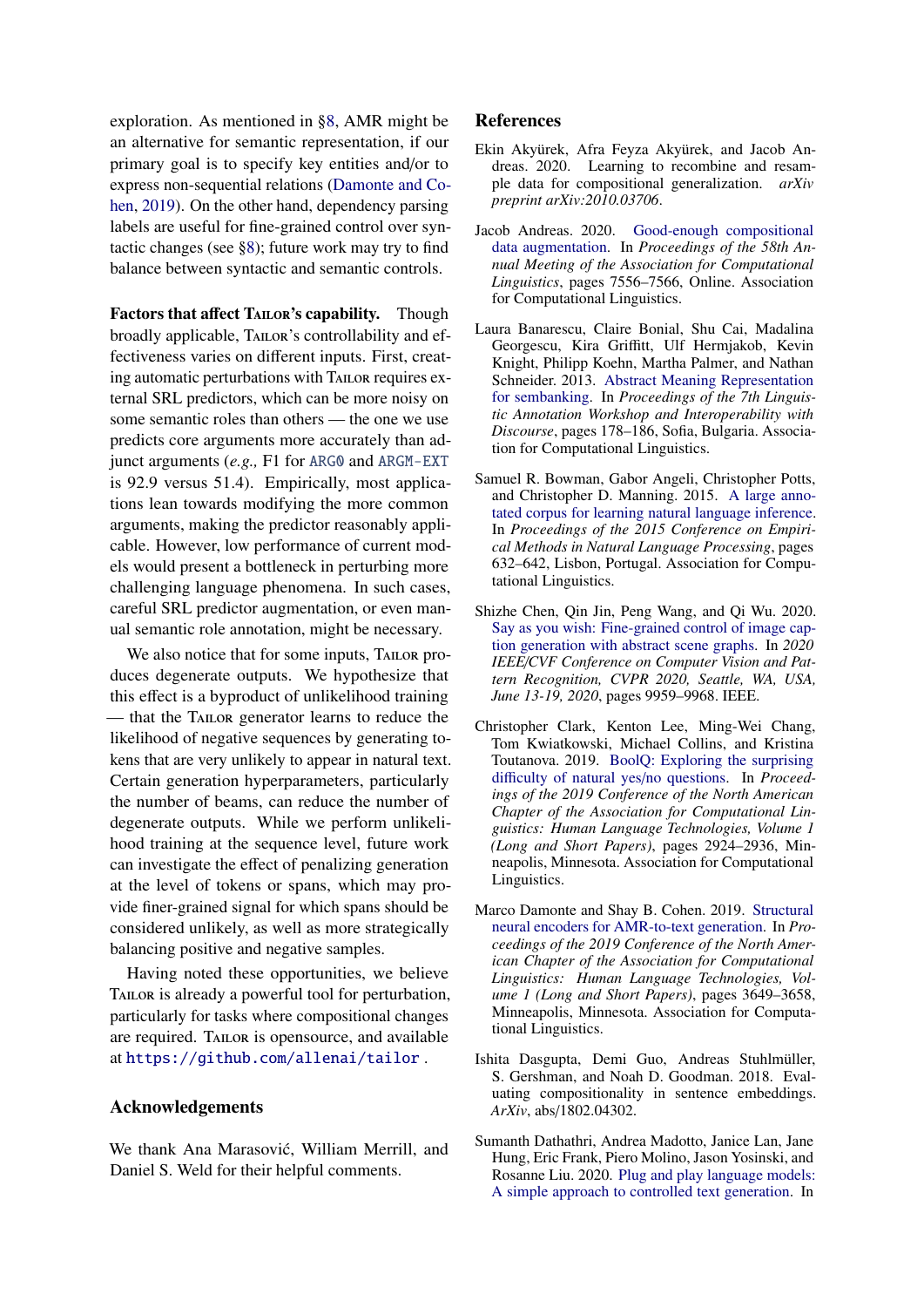exploration. As mentioned in §8, AMR might be an alternative for semantic representation, if our primary goal is to specify key entities and/or to express non-sequential relations (Damonte and Cohen, 2019). On the other hand, dependency parsing labels are useful for fine-grained control over syntactic changes (see §8); future work may try to find balance between syntactic and semantic controls.

**Factors that affect TAILOR's capability.** Though broadly applicable, TAILOR's controllability and effectiveness varies on different inputs. First, creating automatic perturbations with TAILOR requires external SRL predictors, which can be more noisy on some semantic roles than others — the one we use predicts core arguments more accurately than adjunct arguments (*e.g.,* F1 for `ARG0` and `ARGM-EXT` is 92.9 versus 51.4). Empirically, most applications lean towards modifying the more common arguments, making the predictor reasonably applicable. However, low performance of current models would present a bottleneck in perturbing more challenging language phenomena. In such cases, careful SRL predictor augmentation, or even manual semantic role annotation, might be necessary.

We also notice that for some inputs, TAILOR produces degenerate outputs. We hypothesize that this effect is a byproduct of unlikelihood training — that the TAILOR generator learns to reduce the likelihood of negative sequences by generating tokens that are very unlikely to appear in natural text. Certain generation hyperparameters, particularly the number of beams, can reduce the number of degenerate outputs. While we perform unlikelihood training at the sequence level, future work can investigate the effect of penalizing generation at the level of tokens or spans, which may provide finer-grained signal for which spans should be considered unlikely, as well as more strategically balancing positive and negative samples.

Having noted these opportunities, we believe TAILOR is already a powerful tool for perturbation, particularly for tasks where compositional changes are required. TAILOR is opensource, and available at `https://github.com/allenai/tailor`.

## Acknowledgements

We thank Ana Marasović, William Merrill, and Daniel S. Weld for their helpful comments.

## References

Ekin Akyürek, Afra Feyza Akyürek, and Jacob Andreas. 2020. Learning to recombine and resample data for compositional generalization. *arXiv preprint arXiv:2010.03706*.

Jacob Andreas. 2020. Good-enough compositional data augmentation. In *Proceedings of the 58th Annual Meeting of the Association for Computational Linguistics*, pages 7556–7566, Online. Association for Computational Linguistics.

Laura Banarescu, Claire Bonial, Shu Cai, Madalina Georgescu, Kira Griffitt, Ulf Hermjakob, Kevin Knight, Philipp Koehn, Martha Palmer, and Nathan Schneider. 2013. Abstract Meaning Representation for sembanking. In *Proceedings of the 7th Linguistic Annotation Workshop and Interoperability with Discourse*, pages 178–186, Sofia, Bulgaria. Association for Computational Linguistics.

Samuel R. Bowman, Gabor Angeli, Christopher Potts, and Christopher D. Manning. 2015. A large annotated corpus for learning natural language inference. In *Proceedings of the 2015 Conference on Empirical Methods in Natural Language Processing*, pages 632–642, Lisbon, Portugal. Association for Computational Linguistics.

Shizhe Chen, Qin Jin, Peng Wang, and Qi Wu. 2020. Say as you wish: Fine-grained control of image caption generation with abstract scene graphs. In *2020 IEEE/CVF Conference on Computer Vision and Pattern Recognition, CVPR 2020, Seattle, WA, USA, June 13-19, 2020*, pages 9959–9968. IEEE.

Christopher Clark, Kenton Lee, Ming-Wei Chang, Tom Kwiatkowski, Michael Collins, and Kristina Toutanova. 2019. BoolQ: Exploring the surprising difficulty of natural yes/no questions. In *Proceedings of the 2019 Conference of the North American Chapter of the Association for Computational Linguistics: Human Language Technologies, Volume 1 (Long and Short Papers)*, pages 2924–2936, Minneapolis, Minnesota. Association for Computational Linguistics.

Marco Damonte and Shay B. Cohen. 2019. Structural neural encoders for AMR-to-text generation. In *Proceedings of the 2019 Conference of the North American Chapter of the Association for Computational Linguistics: Human Language Technologies, Volume 1 (Long and Short Papers)*, pages 3649–3658, Minneapolis, Minnesota. Association for Computational Linguistics.

Ishita Dasgupta, Demi Guo, Andreas Stuhlmüller, S. Gershman, and Noah D. Goodman. 2018. Evaluating compositionality in sentence embeddings. *ArXiv*, abs/1802.04302.

Sumanth Dathathri, Andrea Madotto, Janice Lan, Jane Hung, Eric Frank, Piero Molino, Jason Yosinski, and Rosanne Liu. 2020. Plug and play language models: A simple approach to controlled text generation. In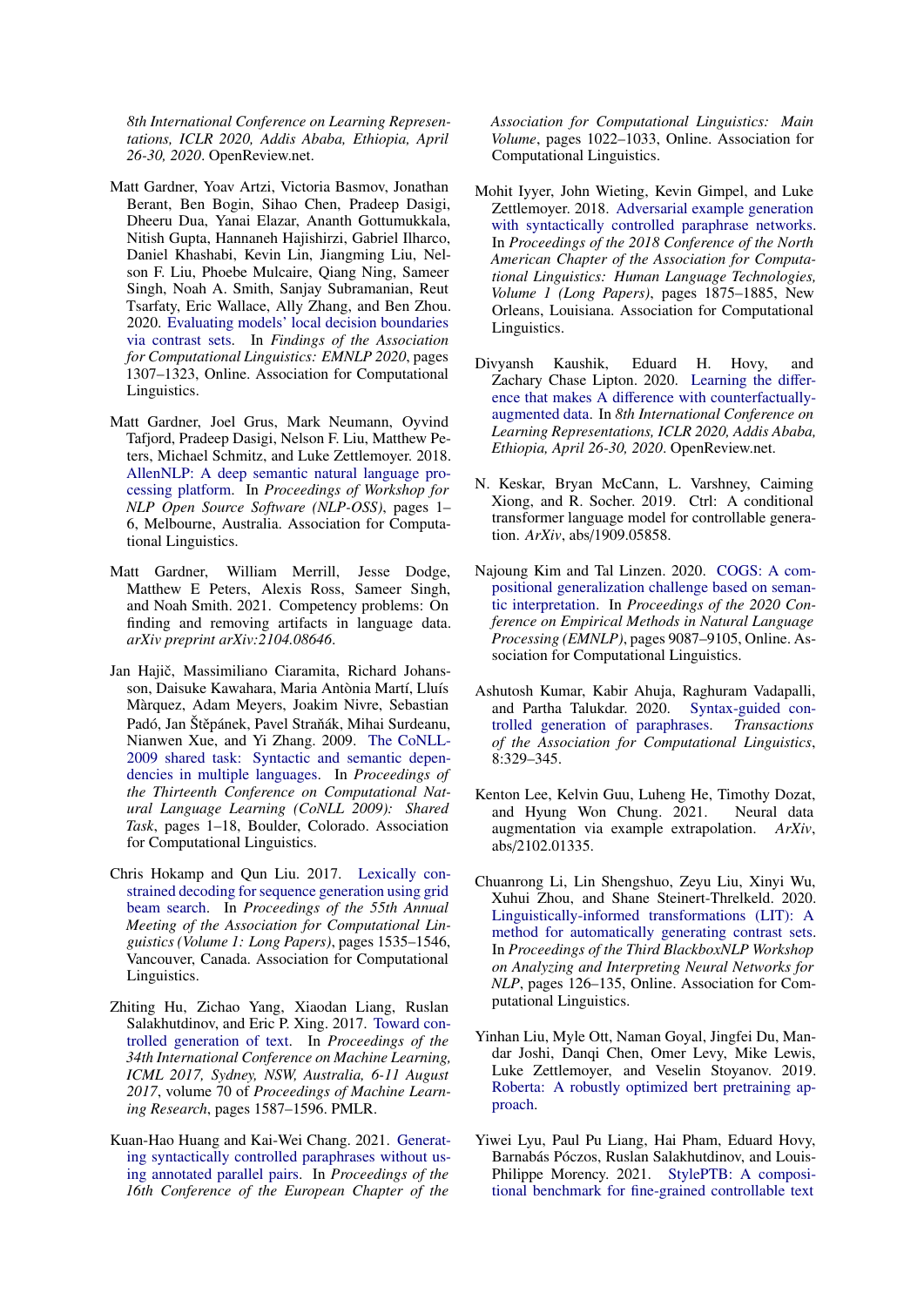8th International Conference on Learning Representations, ICLR 2020, Addis Ababa, Ethiopia, April 26-30, 2020*. OpenReview.net.

Matt Gardner, Yoav Artzi, Victoria Basmov, Jonathan Berant, Ben Bogin, Sihao Chen, Pradeep Dasigi, Dheeru Dua, Yanai Elazar, Ananth Gottumukkala, Nitish Gupta, Hannaneh Hajishirzi, Gabriel Ilharco, Daniel Khashabi, Kevin Lin, Jiangming Liu, Nelson F. Liu, Phoebe Mulcaire, Qiang Ning, Sameer Singh, Noah A. Smith, Sanjay Subramanian, Reut Tsarfaty, Eric Wallace, Ally Zhang, and Ben Zhou. 2020. Evaluating models' local decision boundaries via contrast sets. In *Findings of the Association for Computational Linguistics: EMNLP 2020*, pages 1307–1323, Online. Association for Computational Linguistics.

Matt Gardner, Joel Grus, Mark Neumann, Oyvind Tafjord, Pradeep Dasigi, Nelson F. Liu, Matthew Peters, Michael Schmitz, and Luke Zettlemoyer. 2018. AllenNLP: A deep semantic natural language processing platform. In *Proceedings of Workshop for NLP Open Source Software (NLP-OSS)*, pages 1–6, Melbourne, Australia. Association for Computational Linguistics.

Matt Gardner, William Merrill, Jesse Dodge, Matthew E Peters, Alexis Ross, Sameer Singh, and Noah Smith. 2021. Competency problems: On finding and removing artifacts in language data. *arXiv preprint arXiv:2104.08646*.

Jan Hajič, Massimiliano Ciaramita, Richard Johansson, Daisuke Kawahara, Maria Antònia Martí, Lluís Màrquez, Adam Meyers, Joakim Nivre, Sebastian Padó, Jan Štěpánek, Pavel Straňák, Mihai Surdeanu, Nianwen Xue, and Yi Zhang. 2009. The CoNLL-2009 shared task: Syntactic and semantic dependencies in multiple languages. In *Proceedings of the Thirteenth Conference on Computational Natural Language Learning (CoNLL 2009): Shared Task*, pages 1–18, Boulder, Colorado. Association for Computational Linguistics.

Chris Hokamp and Qun Liu. 2017. Lexically constrained decoding for sequence generation using grid beam search. In *Proceedings of the 55th Annual Meeting of the Association for Computational Linguistics (Volume 1: Long Papers)*, pages 1535–1546, Vancouver, Canada. Association for Computational Linguistics.

Zhiting Hu, Zichao Yang, Xiaodan Liang, Ruslan Salakhutdinov, and Eric P. Xing. 2017. Toward controlled generation of text. In *Proceedings of the 34th International Conference on Machine Learning, ICML 2017, Sydney, NSW, Australia, 6-11 August 2017*, volume 70 of *Proceedings of Machine Learning Research*, pages 1587–1596. PMLR.

Kuan-Hao Huang and Kai-Wei Chang. 2021. Generating syntactically controlled paraphrases without using annotated parallel pairs. In *Proceedings of the 16th Conference of the European Chapter of the Association for Computational Linguistics: Main Volume*, pages 1022–1033, Online. Association for Computational Linguistics.

Mohit Iyyer, John Wieting, Kevin Gimpel, and Luke Zettlemoyer. 2018. Adversarial example generation with syntactically controlled paraphrase networks. In *Proceedings of the 2018 Conference of the North American Chapter of the Association for Computational Linguistics: Human Language Technologies, Volume 1 (Long Papers)*, pages 1875–1885, New Orleans, Louisiana. Association for Computational Linguistics.

Divyansh Kaushik, Eduard H. Hovy, and Zachary Chase Lipton. 2020. Learning the difference that makes A difference with counterfactually-augmented data. In *8th International Conference on Learning Representations, ICLR 2020, Addis Ababa, Ethiopia, April 26-30, 2020*. OpenReview.net.

N. Keskar, Bryan McCann, L. Varshney, Caiming Xiong, and R. Socher. 2019. Ctrl: A conditional transformer language model for controllable generation. *ArXiv*, abs/1909.05858.

Najoung Kim and Tal Linzen. 2020. COGS: A compositional generalization challenge based on semantic interpretation. In *Proceedings of the 2020 Conference on Empirical Methods in Natural Language Processing (EMNLP)*, pages 9087–9105, Online. Association for Computational Linguistics.

Ashutosh Kumar, Kabir Ahuja, Raghuram Vadapalli, and Partha Talukdar. 2020. Syntax-guided controlled generation of paraphrases. *Transactions of the Association for Computational Linguistics*, 8:329–345.

Kenton Lee, Kelvin Guu, Luheng He, Timothy Dozat, and Hyung Won Chung. 2021. Neural data augmentation via example extrapolation. *ArXiv*, abs/2102.01335.

Chuanrong Li, Lin Shengshuo, Zeyu Liu, Xinyi Wu, Xuhui Zhou, and Shane Steinert-Threlkeld. 2020. Linguistically-informed transformations (LIT): A method for automatically generating contrast sets. In *Proceedings of the Third BlackboxNLP Workshop on Analyzing and Interpreting Neural Networks for NLP*, pages 126–135, Online. Association for Computational Linguistics.

Yinhan Liu, Myle Ott, Naman Goyal, Jingfei Du, Mandar Joshi, Danqi Chen, Omer Levy, Mike Lewis, Luke Zettlemoyer, and Veselin Stoyanov. 2019. Roberta: A robustly optimized bert pretraining approach.

Yiwei Lyu, Paul Pu Liang, Hai Pham, Eduard Hovy, Barnabás Póczos, Ruslan Salakhutdinov, and Louis-Philippe Morency. 2021. StylePTB: A compositional benchmark for fine-grained controllable text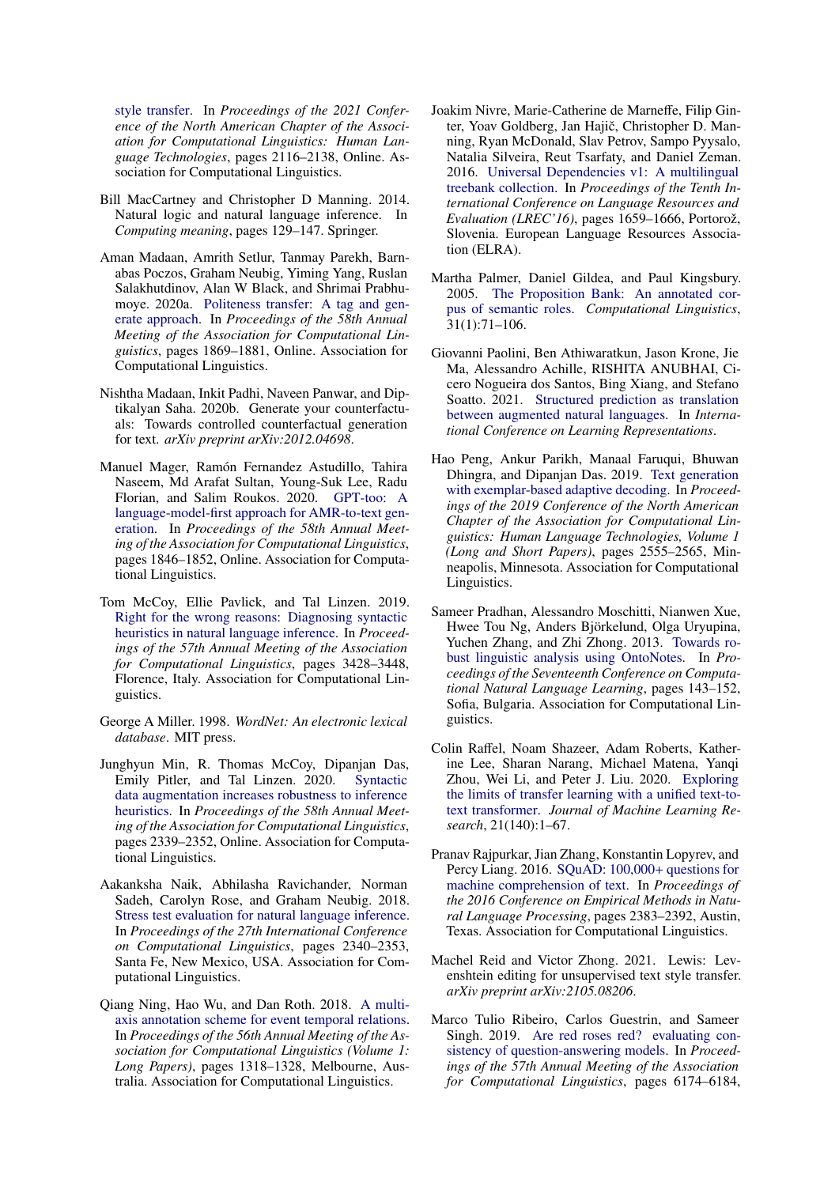style transfer. In *Proceedings of the 2021 Conference of the North American Chapter of the Association for Computational Linguistics: Human Language Technologies*, pages 2116–2138, Online. Association for Computational Linguistics.

Bill MacCartney and Christopher D Manning. 2014. Natural logic and natural language inference. In *Computing meaning*, pages 129–147. Springer.

Aman Madaan, Amrith Setlur, Tanmay Parekh, Barnabas Poczos, Graham Neubig, Yiming Yang, Ruslan Salakhutdinov, Alan W Black, and Shrimai Prabhumoye. 2020a. Politeness transfer: A tag and generate approach. In *Proceedings of the 58th Annual Meeting of the Association for Computational Linguistics*, pages 1869–1881, Online. Association for Computational Linguistics.

Nishtha Madaan, Inkit Padhi, Naveen Panwar, and Diptikalyan Saha. 2020b. Generate your counterfactuals: Towards controlled counterfactual generation for text. *arXiv preprint arXiv:2012.04698*.

Manuel Mager, Ramón Fernandez Astudillo, Tahira Naseem, Md Arafat Sultan, Young-Suk Lee, Radu Florian, and Salim Roukos. 2020. GPT-too: A language-model-first approach for AMR-to-text generation. In *Proceedings of the 58th Annual Meeting of the Association for Computational Linguistics*, pages 1846–1852, Online. Association for Computational Linguistics.

Tom McCoy, Ellie Pavlick, and Tal Linzen. 2019. Right for the wrong reasons: Diagnosing syntactic heuristics in natural language inference. In *Proceedings of the 57th Annual Meeting of the Association for Computational Linguistics*, pages 3428–3448, Florence, Italy. Association for Computational Linguistics.

George A Miller. 1998. *WordNet: An electronic lexical database*. MIT press.

Junghyun Min, R. Thomas McCoy, Dipanjan Das, Emily Pitler, and Tal Linzen. 2020. Syntactic data augmentation increases robustness to inference heuristics. In *Proceedings of the 58th Annual Meeting of the Association for Computational Linguistics*, pages 2339–2352, Online. Association for Computational Linguistics.

Aakanksha Naik, Abhilasha Ravichander, Norman Sadeh, Carolyn Rose, and Graham Neubig. 2018. Stress test evaluation for natural language inference. In *Proceedings of the 27th International Conference on Computational Linguistics*, pages 2340–2353, Santa Fe, New Mexico, USA. Association for Computational Linguistics.

Qiang Ning, Hao Wu, and Dan Roth. 2018. A multi-axis annotation scheme for event temporal relations. In *Proceedings of the 56th Annual Meeting of the Association for Computational Linguistics (Volume 1: Long Papers)*, pages 1318–1328, Melbourne, Australia. Association for Computational Linguistics.

Joakim Nivre, Marie-Catherine de Marneffe, Filip Ginter, Yoav Goldberg, Jan Hajič, Christopher D. Manning, Ryan McDonald, Slav Petrov, Sampo Pyysalo, Natalia Silveira, Reut Tsarfaty, and Daniel Zeman. 2016. Universal Dependencies v1: A multilingual treebank collection. In *Proceedings of the Tenth International Conference on Language Resources and Evaluation (LREC'16)*, pages 1659–1666, Portorož, Slovenia. European Language Resources Association (ELRA).

Martha Palmer, Daniel Gildea, and Paul Kingsbury. 2005. The Proposition Bank: An annotated corpus of semantic roles. *Computational Linguistics*, 31(1):71–106.

Giovanni Paolini, Ben Athiwaratkun, Jason Krone, Jie Ma, Alessandro Achille, RISHITA ANUBHAI, Cicero Nogueira dos Santos, Bing Xiang, and Stefano Soatto. 2021. Structured prediction as translation between augmented natural languages. In *International Conference on Learning Representations*.

Hao Peng, Ankur Parikh, Manaal Faruqui, Bhuwan Dhingra, and Dipanjan Das. 2019. Text generation with exemplar-based adaptive decoding. In *Proceedings of the 2019 Conference of the North American Chapter of the Association for Computational Linguistics: Human Language Technologies, Volume 1 (Long and Short Papers)*, pages 2555–2565, Minneapolis, Minnesota. Association for Computational Linguistics.

Sameer Pradhan, Alessandro Moschitti, Nianwen Xue, Hwee Tou Ng, Anders Björkelund, Olga Uryupina, Yuchen Zhang, and Zhi Zhong. 2013. Towards robust linguistic analysis using OntoNotes. In *Proceedings of the Seventeenth Conference on Computational Natural Language Learning*, pages 143–152, Sofia, Bulgaria. Association for Computational Linguistics.

Colin Raffel, Noam Shazeer, Adam Roberts, Katherine Lee, Sharan Narang, Michael Matena, Yanqi Zhou, Wei Li, and Peter J. Liu. 2020. Exploring the limits of transfer learning with a unified text-to-text transformer. *Journal of Machine Learning Research*, 21(140):1–67.

Pranav Rajpurkar, Jian Zhang, Konstantin Lopyrev, and Percy Liang. 2016. SQuAD: 100,000+ questions for machine comprehension of text. In *Proceedings of the 2016 Conference on Empirical Methods in Natural Language Processing*, pages 2383–2392, Austin, Texas. Association for Computational Linguistics.

Machel Reid and Victor Zhong. 2021. Lewis: Levenshtein editing for unsupervised text style transfer. *arXiv preprint arXiv:2105.08206*.

Marco Tulio Ribeiro, Carlos Guestrin, and Sameer Singh. 2019. Are red roses red? evaluating consistency of question-answering models. In *Proceedings of the 57th Annual Meeting of the Association for Computational Linguistics*, pages 6174–6184,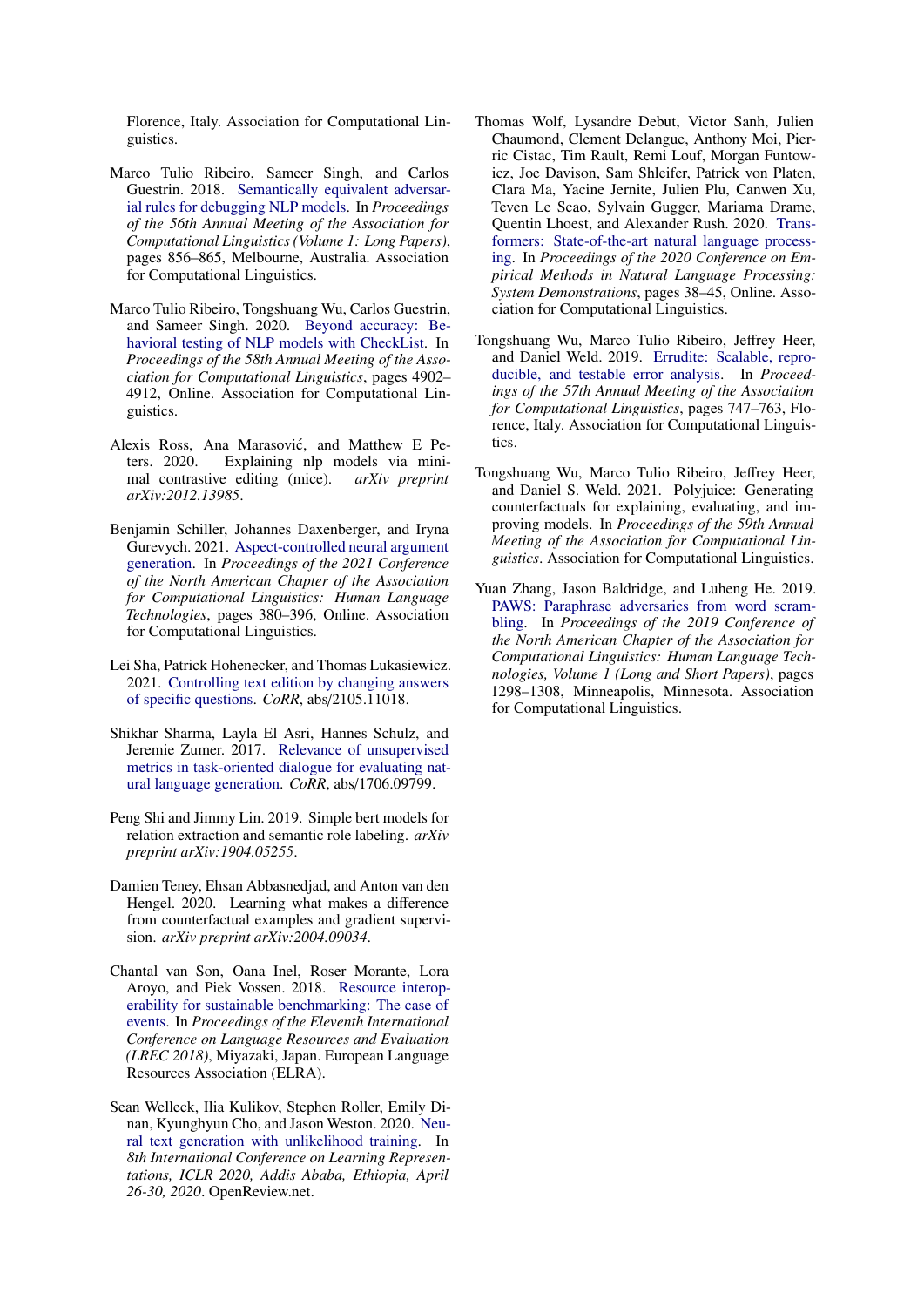Florence, Italy. Association for Computational Linguistics.

Marco Tulio Ribeiro, Sameer Singh, and Carlos Guestrin. 2018. Semantically equivalent adversarial rules for debugging NLP models. In *Proceedings of the 56th Annual Meeting of the Association for Computational Linguistics (Volume 1: Long Papers)*, pages 856–865, Melbourne, Australia. Association for Computational Linguistics.

Marco Tulio Ribeiro, Tongshuang Wu, Carlos Guestrin, and Sameer Singh. 2020. Beyond accuracy: Behavioral testing of NLP models with CheckList. In *Proceedings of the 58th Annual Meeting of the Association for Computational Linguistics*, pages 4902–4912, Online. Association for Computational Linguistics.

Alexis Ross, Ana Marasović, and Matthew E Peters. 2020. Explaining nlp models via minimal contrastive editing (mice). *arXiv preprint arXiv:2012.13985*.

Benjamin Schiller, Johannes Daxenberger, and Iryna Gurevych. 2021. Aspect-controlled neural argument generation. In *Proceedings of the 2021 Conference of the North American Chapter of the Association for Computational Linguistics: Human Language Technologies*, pages 380–396, Online. Association for Computational Linguistics.

Lei Sha, Patrick Hohenecker, and Thomas Lukasiewicz. 2021. Controlling text edition by changing answers of specific questions. *CoRR*, abs/2105.11018.

Shikhar Sharma, Layla El Asri, Hannes Schulz, and Jeremie Zumer. 2017. Relevance of unsupervised metrics in task-oriented dialogue for evaluating natural language generation. *CoRR*, abs/1706.09799.

Peng Shi and Jimmy Lin. 2019. Simple bert models for relation extraction and semantic role labeling. *arXiv preprint arXiv:1904.05255*.

Damien Teney, Ehsan Abbasnedjad, and Anton van den Hengel. 2020. Learning what makes a difference from counterfactual examples and gradient supervision. *arXiv preprint arXiv:2004.09034*.

Chantal van Son, Oana Inel, Roser Morante, Lora Aroyo, and Piek Vossen. 2018. Resource interoperability for sustainable benchmarking: The case of events. In *Proceedings of the Eleventh International Conference on Language Resources and Evaluation (LREC 2018)*, Miyazaki, Japan. European Language Resources Association (ELRA).

Sean Welleck, Ilia Kulikov, Stephen Roller, Emily Dinan, Kyunghyun Cho, and Jason Weston. 2020. Neural text generation with unlikelihood training. In *8th International Conference on Learning Representations, ICLR 2020, Addis Ababa, Ethiopia, April 26-30, 2020*. OpenReview.net.

Thomas Wolf, Lysandre Debut, Victor Sanh, Julien Chaumond, Clement Delangue, Anthony Moi, Pierric Cistac, Tim Rault, Remi Louf, Morgan Funtowicz, Joe Davison, Sam Shleifer, Patrick von Platen, Clara Ma, Yacine Jernite, Julien Plu, Canwen Xu, Teven Le Scao, Sylvain Gugger, Mariama Drame, Quentin Lhoest, and Alexander Rush. 2020. Transformers: State-of-the-art natural language processing. In *Proceedings of the 2020 Conference on Empirical Methods in Natural Language Processing: System Demonstrations*, pages 38–45, Online. Association for Computational Linguistics.

Tongshuang Wu, Marco Tulio Ribeiro, Jeffrey Heer, and Daniel Weld. 2019. Errudite: Scalable, reproducible, and testable error analysis. In *Proceedings of the 57th Annual Meeting of the Association for Computational Linguistics*, pages 747–763, Florence, Italy. Association for Computational Linguistics.

Tongshuang Wu, Marco Tulio Ribeiro, Jeffrey Heer, and Daniel S. Weld. 2021. Polyjuice: Generating counterfactuals for explaining, evaluating, and improving models. In *Proceedings of the 59th Annual Meeting of the Association for Computational Linguistics*. Association for Computational Linguistics.

Yuan Zhang, Jason Baldridge, and Luheng He. 2019. PAWS: Paraphrase adversaries from word scrambling. In *Proceedings of the 2019 Conference of the North American Chapter of the Association for Computational Linguistics: Human Language Technologies, Volume 1 (Long and Short Papers)*, pages 1298–1308, Minneapolis, Minnesota. Association for Computational Linguistics.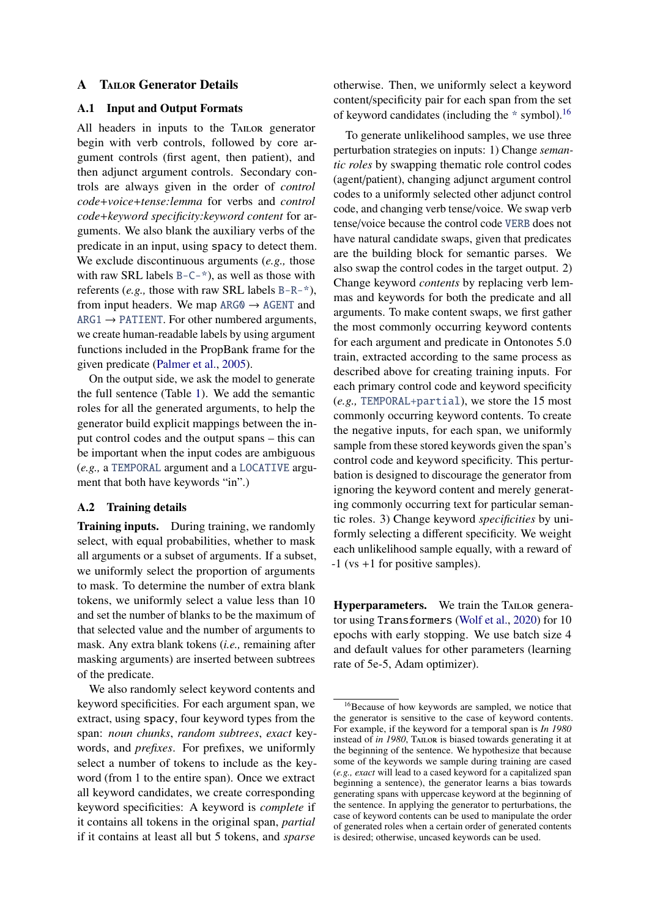## A Tailor Generator Details

### A.1 Input and Output Formats

All headers in inputs to the Tailor generator begin with verb controls, followed by core argument controls (first agent, then patient), and then adjunct argument controls. Secondary controls are always given in the order of *control code+voice+tense:lemma* for verbs and *control code+keyword specificity:keyword content* for arguments. We also blank the auxiliary verbs of the predicate in an input, using spacy to detect them. We exclude discontinuous arguments (*e.g.,* those with raw SRL labels B-C-*), as well as those with referents (*e.g.,* those with raw SRL labels B-R-*), from input headers. We map ARG0 → AGENT and ARG1 → PATIENT. For other numbered arguments, we create human-readable labels by using argument functions included in the PropBank frame for the given predicate (Palmer et al., 2005).

On the output side, we ask the model to generate the full sentence (Table 1). We add the semantic roles for all the generated arguments, to help the generator build explicit mappings between the input control codes and the output spans – this can be important when the input codes are ambiguous (*e.g.,* a TEMPORAL argument and a LOCATIVE argument that both have keywords "in".)

### A.2 Training details

**Training inputs.** During training, we randomly select, with equal probabilities, whether to mask all arguments or a subset of arguments. If a subset, we uniformly select the proportion of arguments to mask. To determine the number of extra blank tokens, we uniformly select a value less than 10 and set the number of blanks to be the maximum of that selected value and the number of arguments to mask. Any extra blank tokens (*i.e.,* remaining after masking arguments) are inserted between subtrees of the predicate.

We also randomly select keyword contents and keyword specificities. For each argument span, we extract, using spacy, four keyword types from the span: *noun chunks*, *random subtrees*, *exact* keywords, and *prefixes*. For prefixes, we uniformly select a number of tokens to include as the keyword (from 1 to the entire span). Once we extract all keyword candidates, we create corresponding keyword specificities: A keyword is *complete* if it contains all tokens in the original span, *partial* if it contains at least all but 5 tokens, and *sparse* otherwise. Then, we uniformly select a keyword content/specificity pair for each span from the set of keyword candidates (including the * symbol).[16]

To generate unlikelihood samples, we use three perturbation strategies on inputs: 1) Change *semantic roles* by swapping thematic role control codes (agent/patient), changing adjunct argument control codes to a uniformly selected other adjunct control code, and changing verb tense/voice. We swap verb tense/voice because the control code VERB does not have natural candidate swaps, given that predicates are the building block for semantic parses. We also swap the control codes in the target output. 2) Change keyword *contents* by replacing verb lemmas and keywords for both the predicate and all arguments. To make content swaps, we first gather the most commonly occurring keyword contents for each argument and predicate in Ontonotes 5.0 train, extracted according to the same process as described above for creating training inputs. For each primary control code and keyword specificity (*e.g.,* TEMPORAL+partial), we store the 15 most commonly occurring keyword contents. To create the negative inputs, for each span, we uniformly sample from these stored keywords given the span's control code and keyword specificity. This perturbation is designed to discourage the generator from ignoring the keyword content and merely generating commonly occurring text for particular semantic roles. 3) Change keyword *specificities* by uniformly selecting a different specificity. We weight each unlikelihood sample equally, with a reward of -1 (vs +1 for positive samples).

**Hyperparameters.** We train the Tailor generator using Transformers (Wolf et al., 2020) for 10 epochs with early stopping. We use batch size 4 and default values for other parameters (learning rate of 5e-5, Adam optimizer).

[16] Because of how keywords are sampled, we notice that the generator is sensitive to the case of keyword contents. For example, if the keyword for a temporal span is *In 1980* instead of *in 1980*, Tailor is biased towards generating it at the beginning of the sentence. We hypothesize that because some of the keywords we sample during training are cased (*e.g.,* *exact* will lead to a cased keyword for a capitalized span beginning a sentence), the generator learns a bias towards generating spans with uppercase keyword at the beginning of the sentence. In applying the generator to perturbations, the case of keyword contents can be used to manipulate the order of generated roles when a certain order of generated contents is desired; otherwise, uncased keywords can be used.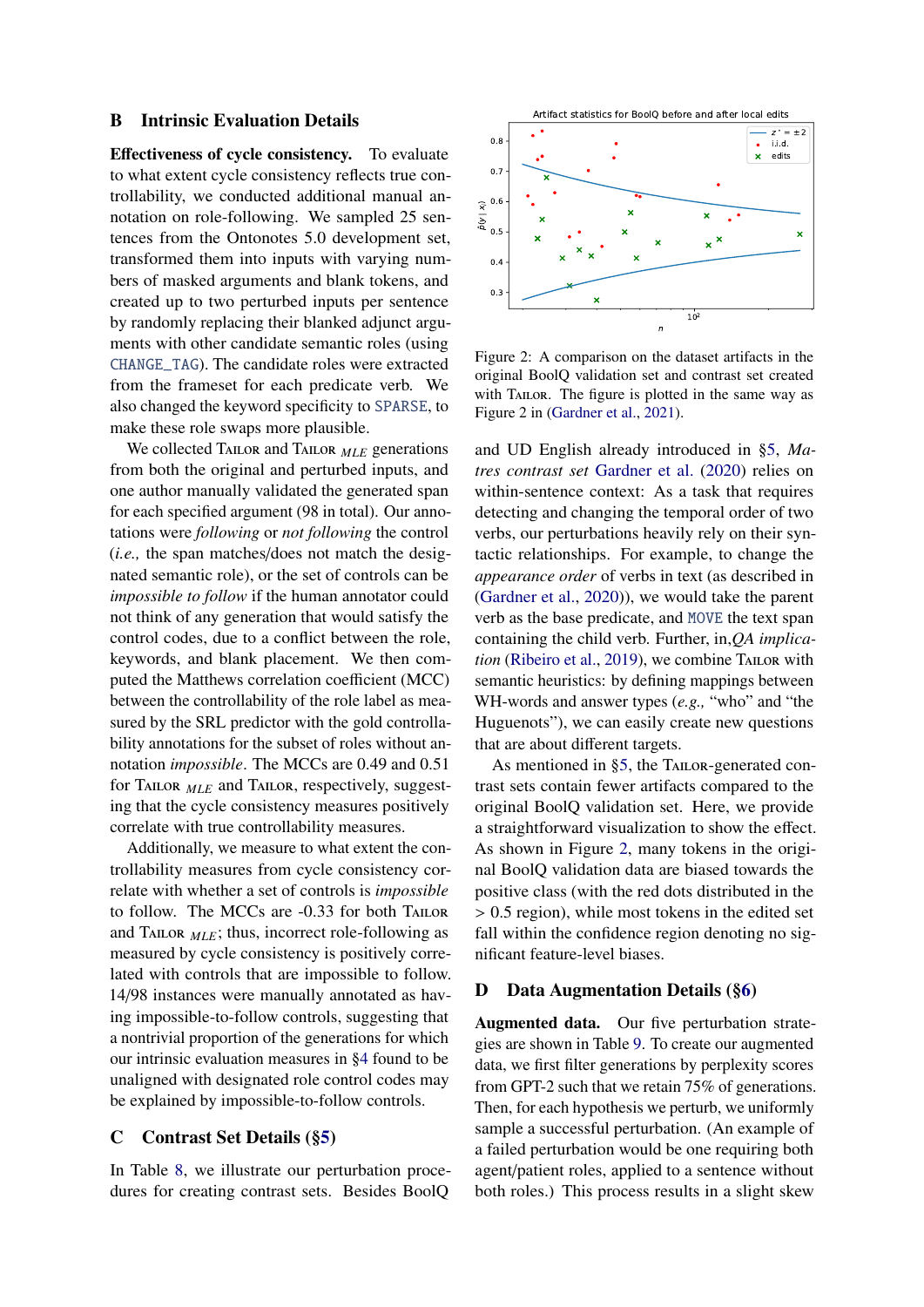## B Intrinsic Evaluation Details

**Effectiveness of cycle consistency.** To evaluate to what extent cycle consistency reflects true controllability, we conducted additional manual annotation on role-following. We sampled 25 sentences from the Ontonotes 5.0 development set, transformed them into inputs with varying numbers of masked arguments and blank tokens, and created up to two perturbed inputs per sentence by randomly replacing their blanked adjunct arguments with other candidate semantic roles (using CHANGE_TAG). The candidate roles were extracted from the frameset for each predicate verb. We also changed the keyword specificity to SPARSE, to make these role swaps more plausible.

We collected TAILOR and TAILOR $_{MLE}$ generations from both the original and perturbed inputs, and one author manually validated the generated span for each specified argument (98 in total). Our annotations were *following* or *not following* the control (*i.e.,* the span matches/does not match the designated semantic role), or the set of controls can be *impossible to follow* if the human annotator could not think of any generation that would satisfy the control codes, due to a conflict between the role, keywords, and blank placement. We then computed the Matthews correlation coefficient (MCC) between the controllability of the role label as measured by the SRL predictor with the gold controllability annotations for the subset of roles without annotation *impossible*. The MCCs are 0.49 and 0.51 for TAILOR $_{MLE}$ and TAILOR, respectively, suggesting that the cycle consistency measures positively correlate with true controllability measures.

Additionally, we measure to what extent the controllability measures from cycle consistency correlate with whether a set of controls is *impossible* to follow. The MCCs are -0.33 for both TAILOR and TAILOR $_{MLE}$; thus, incorrect role-following as measured by cycle consistency is positively correlated with controls that are impossible to follow. 14/98 instances were manually annotated as having impossible-to-follow controls, suggesting that a nontrivial proportion of the generations for which our intrinsic evaluation measures in §4 found to be unaligned with designated role control codes may be explained by impossible-to-follow controls.

## C Contrast Set Details (§5)

In Table 8, we illustrate our perturbation procedures for creating contrast sets. Besides BoolQ and UD English already introduced in §5, *Matres contrast set* Gardner et al. (2020) relies on within-sentence context: As a task that requires detecting and changing the temporal order of two verbs, our perturbations heavily rely on their syntactic relationships. For example, to change the *appearance order* of verbs in text (as described in (Gardner et al., 2020)), we would take the parent verb as the base predicate, and MOVE the text span containing the child verb. Further, in,*QA implication* (Ribeiro et al., 2019), we combine TAILOR with semantic heuristics: by defining mappings between WH-words and answer types (*e.g.,* "who" and "the Huguenots"), we can easily create new questions that are about different targets.

Figure 2: A comparison on the dataset artifacts in the original BoolQ validation set and contrast set created with TAILOR. The figure is plotted in the same way as Figure 2 in (Gardner et al., 2021).

As mentioned in §5, the TAILOR-generated contrast sets contain fewer artifacts compared to the original BoolQ validation set. Here, we provide a straightforward visualization to show the effect. As shown in Figure 2, many tokens in the original BoolQ validation data are biased towards the positive class (with the red dots distributed in the > 0.5 region), while most tokens in the edited set fall within the confidence region denoting no significant feature-level biases.

## D Data Augmentation Details (§6)

**Augmented data.** Our five perturbation strategies are shown in Table 9. To create our augmented data, we first filter generations by perplexity scores from GPT-2 such that we retain 75% of generations. Then, for each hypothesis we perturb, we uniformly sample a successful perturbation. (An example of a failed perturbation would be one requiring both agent/patient roles, applied to a sentence without both roles.) This process results in a slight skew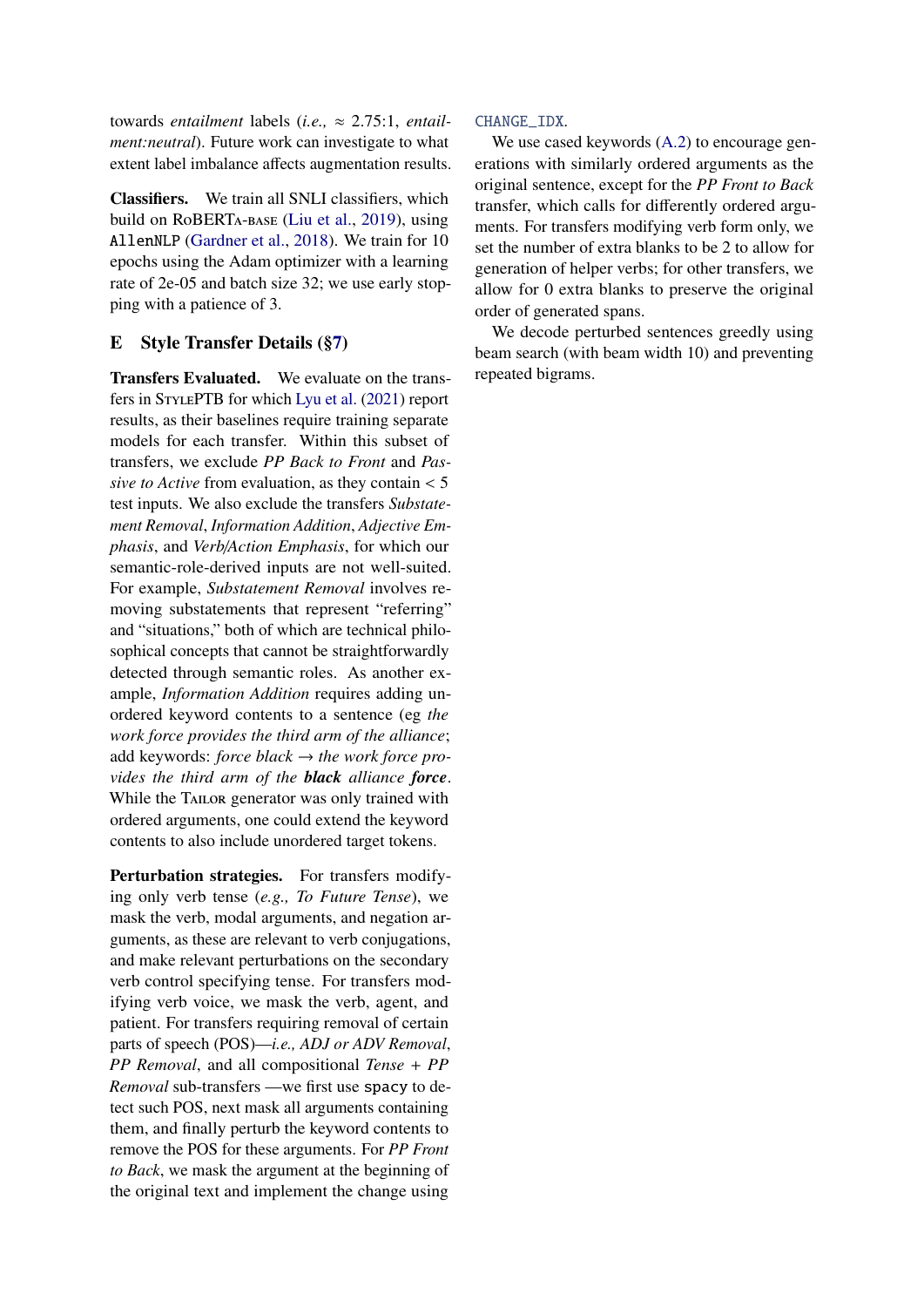towards *entailment* labels (*i.e.,* ≈ 2.75:1, *entailment:neutral*). Future work can investigate to what extent label imbalance affects augmentation results.

**Classifiers.** We train all SNLI classifiers, which build on RoBERTa-base (Liu et al., 2019), using `AllenNLP` (Gardner et al., 2018). We train for 10 epochs using the Adam optimizer with a learning rate of 2e-05 and batch size 32; we use early stopping with a patience of 3.

## E Style Transfer Details (§7)

**Transfers Evaluated.** We evaluate on the transfers in StylePTB for which Lyu et al. (2021) report results, as their baselines require training separate models for each transfer. Within this subset of transfers, we exclude *PP Back to Front* and *Passive to Active* from evaluation, as they contain < 5 test inputs. We also exclude the transfers *Substatement Removal*, *Information Addition*, *Adjective Emphasis*, and *Verb/Action Emphasis*, for which our semantic-role-derived inputs are not well-suited. For example, *Substatement Removal* involves removing substatements that represent "referring" and "situations," both of which are technical philosophical concepts that cannot be straightforwardly detected through semantic roles. As another example, *Information Addition* requires adding unordered keyword contents to a sentence (eg *the work force provides the third arm of the alliance*; add keywords: *force black* → *the work force provides the third arm of the* ***black*** *alliance* ***force***. While the Tailor generator was only trained with ordered arguments, one could extend the keyword contents to also include unordered target tokens.

**Perturbation strategies.** For transfers modifying only verb tense (*e.g., To Future Tense*), we mask the verb, modal arguments, and negation arguments, as these are relevant to verb conjugations, and make relevant perturbations on the secondary verb control specifying tense. For transfers modifying verb voice, we mask the verb, agent, and patient. For transfers requiring removal of certain parts of speech (POS)—*i.e., ADJ or ADV Removal*, *PP Removal*, and all compositional *Tense + PP Removal* sub-transfers —we first use `spacy` to detect such POS, next mask all arguments containing them, and finally perturb the keyword contents to remove the POS for these arguments. For *PP Front to Back*, we mask the argument at the beginning of the original text and implement the change using `CHANGE_IDX`.

We use cased keywords (A.2) to encourage generations with similarly ordered arguments as the original sentence, except for the *PP Front to Back* transfer, which calls for differently ordered arguments. For transfers modifying verb form only, we set the number of extra blanks to be 2 to allow for generation of helper verbs; for other transfers, we allow for 0 extra blanks to preserve the original order of generated spans.

We decode perturbed sentences greedly using beam search (with beam width 10) and preventing repeated bigrams.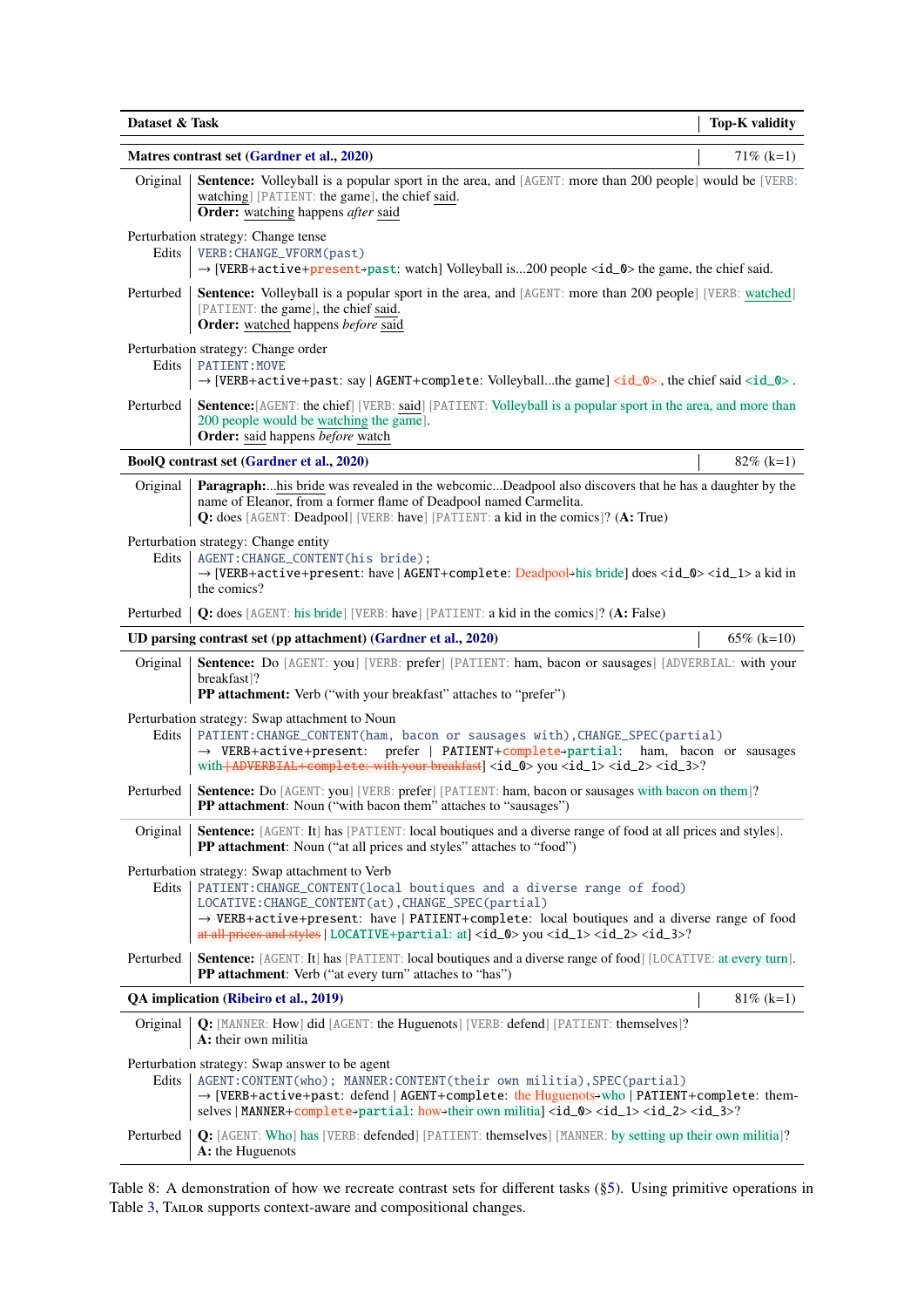| Dataset & Task | Top-K validity |
|---|---|
| **Matres contrast set** (Gardner et al., 2020) | 71% (k=1) |

**Original** | **Sentence:** Volleyball is a popular sport in the area, and [AGENT: more than 200 people] would be [VERB: watching] [PATIENT: the game], the chief said.
**Order:** watching happens *after* said

Perturbation strategy: Change tense

**Edits** | `VERB:CHANGE_VFORM(past)`
→ `[VERB+active+present→past: watch]` Volleyball is...200 people `<id_0>` the game, the chief said.

**Perturbed** | **Sentence:** Volleyball is a popular sport in the area, and [AGENT: more than 200 people] [VERB: watched] [PATIENT: the game], the chief said.
**Order:** watched happens *before* said

Perturbation strategy: Change order

**Edits** | `PATIENT:MOVE`
→ `[VERB+active+past: say | AGENT+complete: Volleyball...the game]` `<id_0>`, the chief said `<id_0>`.

**Perturbed** | **Sentence:**[AGENT: the chief] [VERB: said] [PATIENT: Volleyball is a popular sport in the area, and more than 200 people would be watching the game].
**Order:** said happens *before* watch

| **BoolQ contrast set** (Gardner et al., 2020) | 82% (k=1) |
|---|---|

**Original** | **Paragraph:**...his bride was revealed in the webcomic...Deadpool also discovers that he has a daughter by the name of Eleanor, from a former flame of Deadpool named Carmelita.
**Q:** does [AGENT: Deadpool] [VERB: have] [PATIENT: a kid in the comics]? (**A:** True)

Perturbation strategy: Change entity

**Edits** | `AGENT:CHANGE_CONTENT(his bride);`
→ `[VERB+active+present: have | AGENT+complete: Deadpool→his bride]` does `<id_0>` `<id_1>` a kid in the comics?

**Perturbed** | **Q:** does [AGENT: his bride] [VERB: have] [PATIENT: a kid in the comics]? (**A:** False)

| **UD parsing contrast set (pp attachment)** (Gardner et al., 2020) | 65% (k=10) |
|---|---|

**Original** | **Sentence:** Do [AGENT: you] [VERB: prefer] [PATIENT: ham, bacon or sausages] [ADVERBIAL: with your breakfast]?
**PP attachment:** Verb ("with your breakfast" attaches to "prefer")

Perturbation strategy: Swap attachment to Noun

**Edits** | `PATIENT:CHANGE_CONTENT(ham, bacon or sausages with),CHANGE_SPEC(partial)`
→ `VERB+active+present: prefer | PATIENT+complete→partial: ham, bacon or sausages with ~~| ADVERBIAL+complete: with your breakfast~~]` `<id_0>` you `<id_1>` `<id_2>` `<id_3>`?

**Perturbed** | **Sentence:** Do [AGENT: you] [VERB: prefer] [PATIENT: ham, bacon or sausages with bacon on them]?
**PP attachment:** Noun ("with bacon them" attaches to "sausages")

**Original** | **Sentence:** [AGENT: It] has [PATIENT: local boutiques and a diverse range of food at all prices and styles].
**PP attachment:** Noun ("at all prices and styles" attaches to "food")

Perturbation strategy: Swap attachment to Verb

**Edits** | `PATIENT:CHANGE_CONTENT(local boutiques and a diverse range of food)`
`LOCATIVE:CHANGE_CONTENT(at),CHANGE_SPEC(partial)`
→ `VERB+active+present: have | PATIENT+complete: local boutiques and a diverse range of food ~~at all prices and styles~~ | LOCATIVE+partial: at]` `<id_0>` you `<id_1>` `<id_2>` `<id_3>`?

**Perturbed** | **Sentence:** [AGENT: It] has [PATIENT: local boutiques and a diverse range of food] [LOCATIVE: at every turn].
**PP attachment:** Verb ("at every turn" attaches to "has")

| **QA implication** (Ribeiro et al., 2019) | 81% (k=1) |
|---|---|

**Original** | **Q:** [MANNER: How] did [AGENT: the Huguenots] [VERB: defend] [PATIENT: themselves]?
**A:** their own militia

Perturbation strategy: Swap answer to be agent

**Edits** | `AGENT:CONTENT(who); MANNER:CONTENT(their own militia),SPEC(partial)`
→ `[VERB+active+past: defend | AGENT+complete: the Huguenots→who | PATIENT+complete: themselves | MANNER+complete→partial: how→their own militia]` `<id_0>` `<id_1>` `<id_2>` `<id_3>`?

**Perturbed** | **Q:** [AGENT: Who] has [VERB: defended] [PATIENT: themselves] [MANNER: by setting up their own militia]?
**A:** the Huguenots

Table 8: A demonstration of how we recreate contrast sets for different tasks (§5). Using primitive operations in Table 3, TAILOR supports context-aware and compositional changes.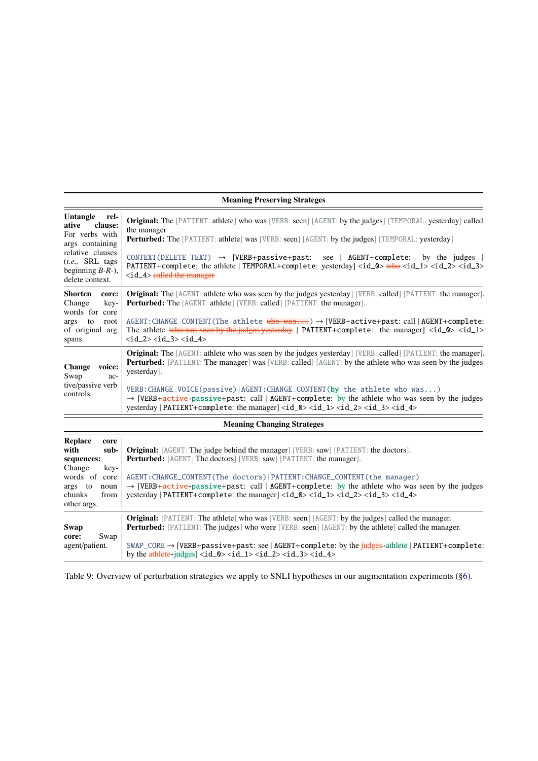| **Meaning Preserving Strateges** | |
|---|---|
| **Untangle relative clause:** For verbs with args containing relative clauses (*i.e.*, SRL tags beginning *B-R-*), delete context. | **Original:** The [PATIENT: athlete] who was [VERB: seen] [AGENT: by the judges] [TEMPORAL: yesterday] called the manager<br>**Perturbed:** The [PATIENT: athlete] was [VERB: seen] [AGENT: by the judges] [TEMPORAL: yesterday]<br><br>`CONTEXT(DELETE_TEXT)` → [`VERB+passive+past`: see \| `AGENT+complete`: by the judges \| `PATIENT+complete`: the athlete \| `TEMPORAL+complete`: yesterday] <id_0> ~~who~~ <id_1> <id_2> <id_3> <id_4> ~~called the manager~~ |
| **Shorten core:** Change keywords for core args to root of original arg spans. | **Original:** The [AGENT: athlete who was seen by the judges yesterday] [VERB: called] [PATIENT: the manager].<br>**Perturbed:** The [AGENT: athlete] [VERB: called] [PATIENT: the manager].<br><br>`AGENT:CHANGE_CONTENT(The athlete ~~who was...~~)` → [`VERB+active+past`: call \| `AGENT+complete`: The athlete ~~who was seen by the judges yesterday~~ \| `PATIENT+complete`: the manager] <id_0> <id_1> <id_2> <id_3> <id_4> |
| **Change voice:** Swap active/passive verb controls. | **Original:** The [AGENT: athlete who was seen by the judges yesterday] [VERB: called] [PATIENT: the manager].<br>**Perturbed:** [PATIENT: The manager] was [VERB: called] [AGENT: by the athlete who was seen by the judges yesterday].<br><br>`VERB:CHANGE_VOICE(passive)|AGENT:CHANGE_CONTENT(by the athlete who was...)` → [`VERB+~~active~~+passive+past`: call \| `AGENT+complete`: by the athlete who was seen by the judges yesterday \| `PATIENT+complete`: the manager] <id_0> <id_1> <id_2> <id_3> <id_4> |
| **Meaning Changing Strateges** | |
| **Replace core with subsequences:** Change keywords of core args to noun chunks from other args. | **Original:** [AGENT: The judge behind the manager] [VERB: saw] [PATIENT: the doctors].<br>**Perturbed:** [AGENT: The doctors] [VERB: saw] [PATIENT: the manager].<br><br>`AGENT:CHANGE_CONTENT(The doctors)|PATIENT:CHANGE_CONTENT(the manager)` → [`VERB+~~active~~+passive+past`: call \| `AGENT+complete`: by the athlete who was seen by the judges yesterday \| `PATIENT+complete`: the manager] <id_0> <id_1> <id_2> <id_3> <id_4> |
| **Swap core:** Swap agent/patient. | **Original:** [PATIENT: The athlete] who was [VERB: seen] [AGENT: by the judges] called the manager.<br>**Perturbed:** [PATIENT: The judges] who were [VERB: seen] [AGENT: by the athlete] called the manager.<br><br>`SWAP_CORE` → [`VERB+passive+past`: see \| `AGENT+complete`: by the ~~judges~~ athlete \| `PATIENT+complete`: by the ~~athlete~~ judges] <id_0> <id_1> <id_2> <id_3> <id_4> |

Table 9: Overview of perturbation strategies we apply to SNLI hypotheses in our augmentation experiments (§6).